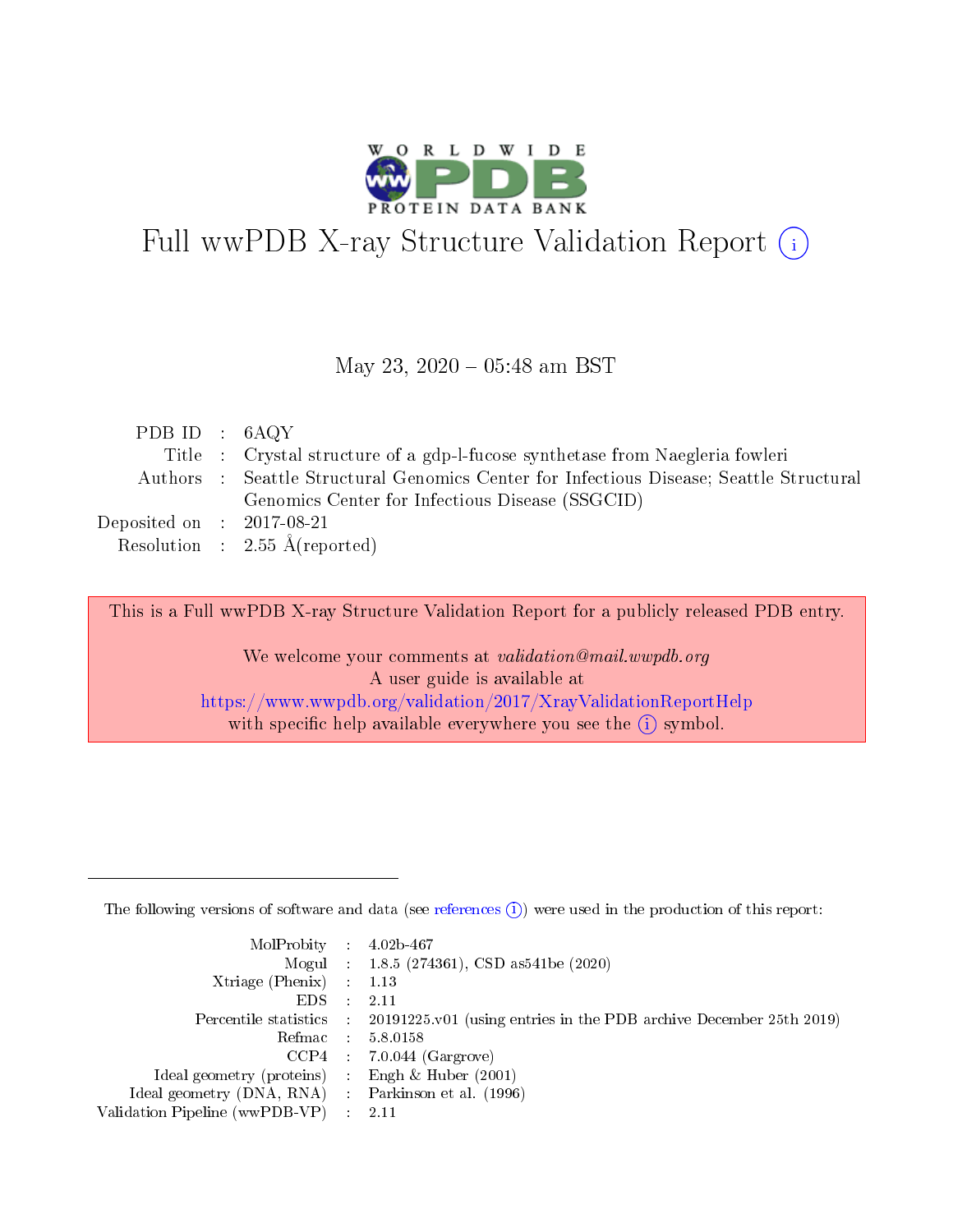# Full wwPDB X-ray Structure Validation Report (i)

May 23, 2020 – 05:48 am BST

| | | |
|---|---|---|
| PDB ID | : | 6AQY |
| Title | : | Crystal structure of a gdp-l-fucose synthetase from Naegleria fowleri |
| Authors | : | Seattle Structural Genomics Center for Infectious Disease; Seattle Structural Genomics Center for Infectious Disease (SSGCID) |
| Deposited on | : | 2017-08-21 |
| Resolution | : | 2.55 Å(reported) |

This is a Full wwPDB X-ray Structure Validation Report for a publicly released PDB entry.

We welcome your comments at *validation@mail.wwpdb.org*
A user guide is available at
https://www.wwpdb.org/validation/2017/XrayValidationReportHelp
with specific help available everywhere you see the (i) symbol.

---

The following versions of software and data (see references (i)) were used in the production of this report:

| | | |
|---|---|---|
| MolProbity | : | 4.02b-467 |
| Mogul | : | 1.8.5 (274361), CSD as541be (2020) |
| Xtriage (Phenix) | : | 1.13 |
| EDS | : | 2.11 |
| Percentile statistics | : | 20191225.v01 (using entries in the PDB archive December 25th 2019) |
| Refmac | : | 5.8.0158 |
| CCP4 | : | 7.0.044 (Gargrove) |
| Ideal geometry (proteins) | : | Engh & Huber (2001) |
| Ideal geometry (DNA, RNA) | : | Parkinson et al. (1996) |
| Validation Pipeline (wwPDB-VP) | : | 2.11 |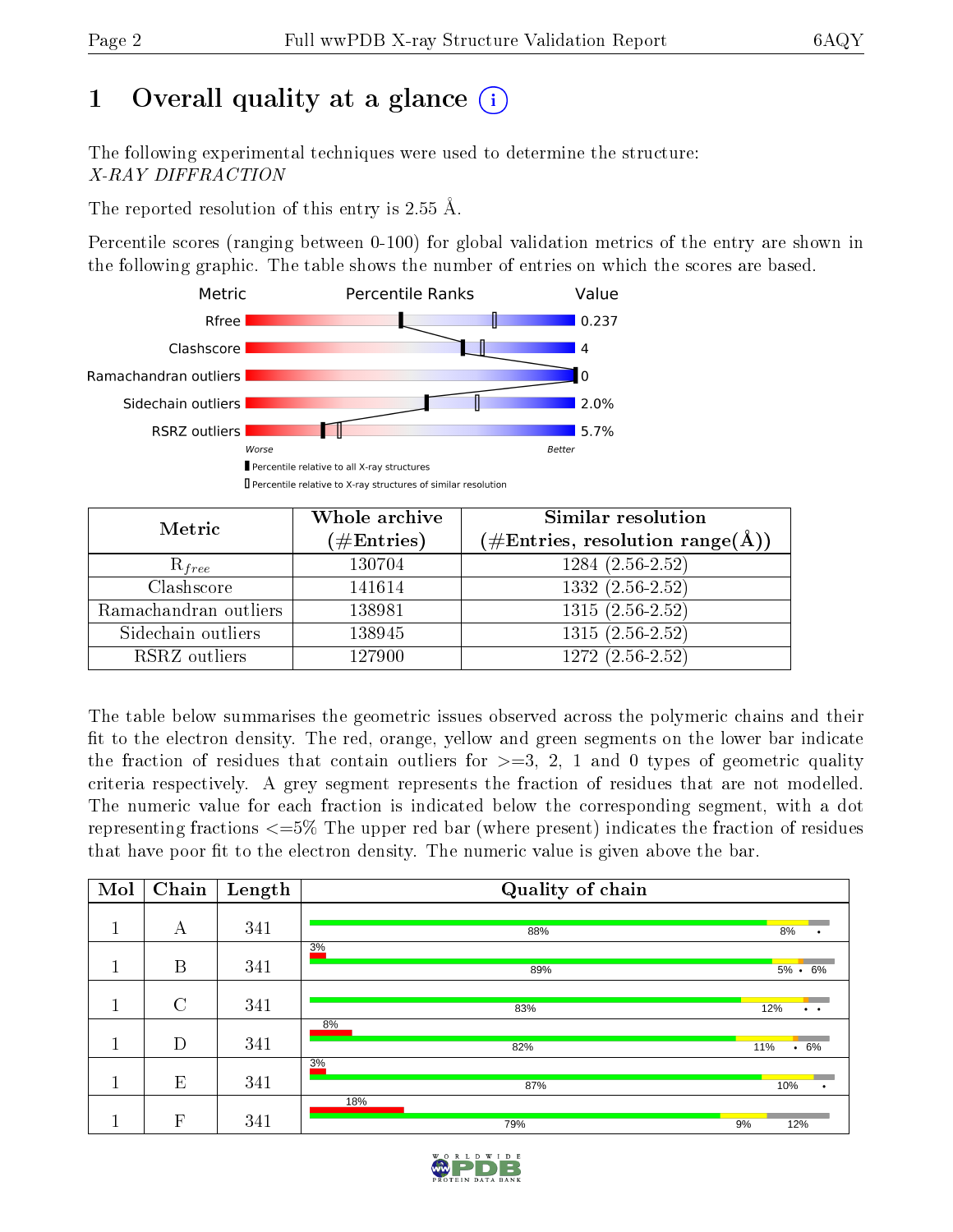# 1 Overall quality at a glance (i)

The following experimental techniques were used to determine the structure:
*X-RAY DIFFRACTION*

The reported resolution of this entry is 2.55 Å.

Percentile scores (ranging between 0-100) for global validation metrics of the entry are shown in the following graphic. The table shows the number of entries on which the scores are based.

| Metric | Value |
|---|---|
| Rfree | 0.237 |
| Clashscore | 4 |
| Ramachandran outliers | 0 |
| Sidechain outliers | 2.0% |
| RSRZ outliers | 5.7% |

Worse — Better

▮ Percentile relative to all X-ray structures

▯ Percentile relative to X-ray structures of similar resolution

| Metric | Whole archive (#Entries) | Similar resolution (#Entries, resolution range(Å)) |
|---|---|---|
| $R_{free}$ | 130704 | 1284 (2.56-2.52) |
| Clashscore | 141614 | 1332 (2.56-2.52) |
| Ramachandran outliers | 138981 | 1315 (2.56-2.52) |
| Sidechain outliers | 138945 | 1315 (2.56-2.52) |
| RSRZ outliers | 127900 | 1272 (2.56-2.52) |

The table below summarises the geometric issues observed across the polymeric chains and their fit to the electron density. The red, orange, yellow and green segments on the lower bar indicate the fraction of residues that contain outliers for >=3, 2, 1 and 0 types of geometric quality criteria respectively. A grey segment represents the fraction of residues that are not modelled. The numeric value for each fraction is indicated below the corresponding segment, with a dot representing fractions <=5% The upper red bar (where present) indicates the fraction of residues that have poor fit to the electron density. The numeric value is given above the bar.

| Mol | Chain | Length | Quality of chain |
|---|---|---|---|
| 1 | A | 341 | 88% · 8% · • |
| 1 | B | 341 | 3% (poor fit) · 89% · 5% • 6% |
| 1 | C | 341 | 83% · 12% · • • |
| 1 | D | 341 | 8% (poor fit) · 82% · 11% • 6% |
| 1 | E | 341 | 3% (poor fit) · 87% · 10% · • |
| 1 | F | 341 | 18% (poor fit) · 79% · 9% · 12% |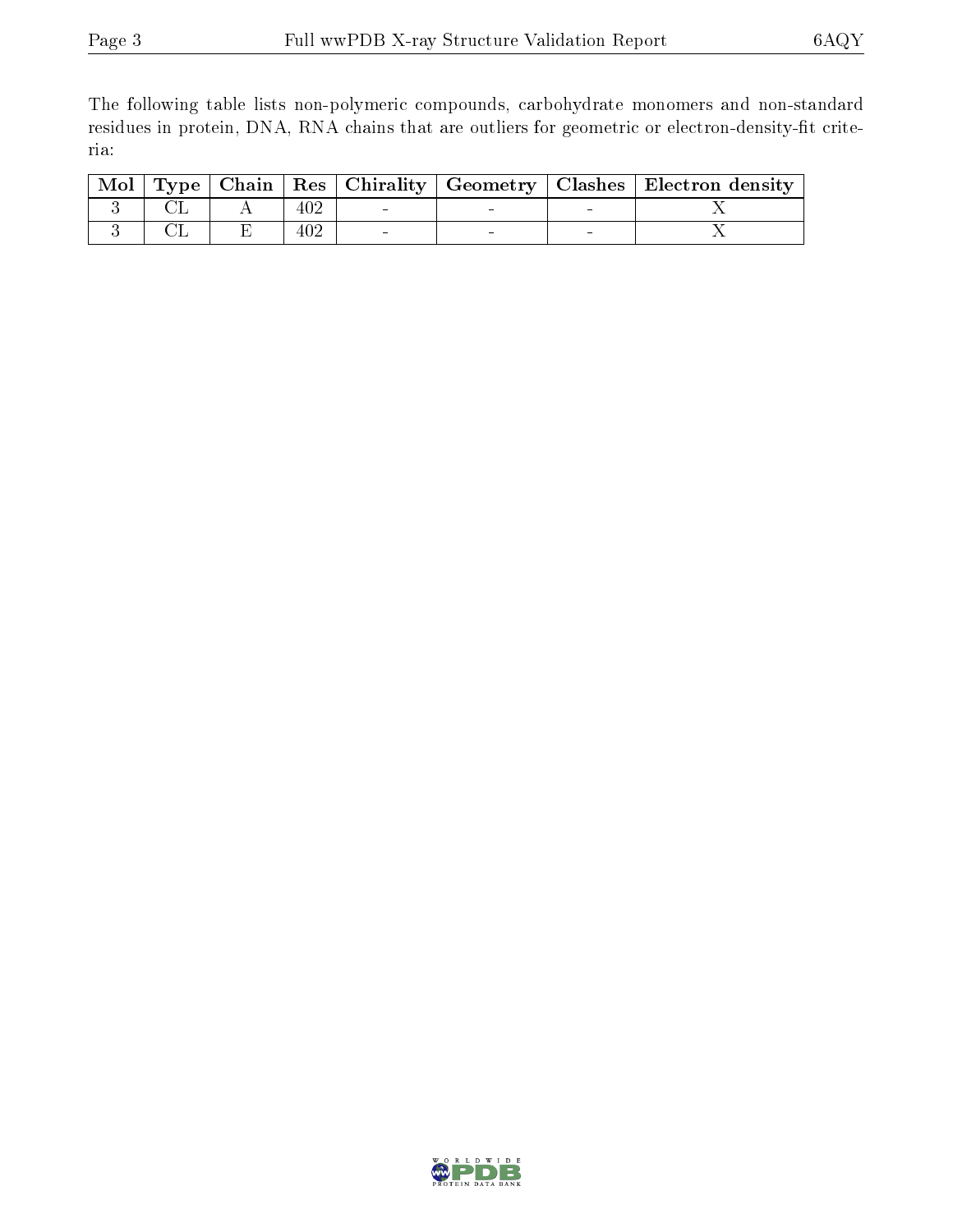The following table lists non-polymeric compounds, carbohydrate monomers and non-standard residues in protein, DNA, RNA chains that are outliers for geometric or electron-density-fit criteria:

| Mol | Type | Chain | Res | Chirality | Geometry | Clashes | Electron density |
|---|---|---|---|---|---|---|---|
| 3 | CL | A | 402 | - | - | - | X |
| 3 | CL | E | 402 | - | - | - | X |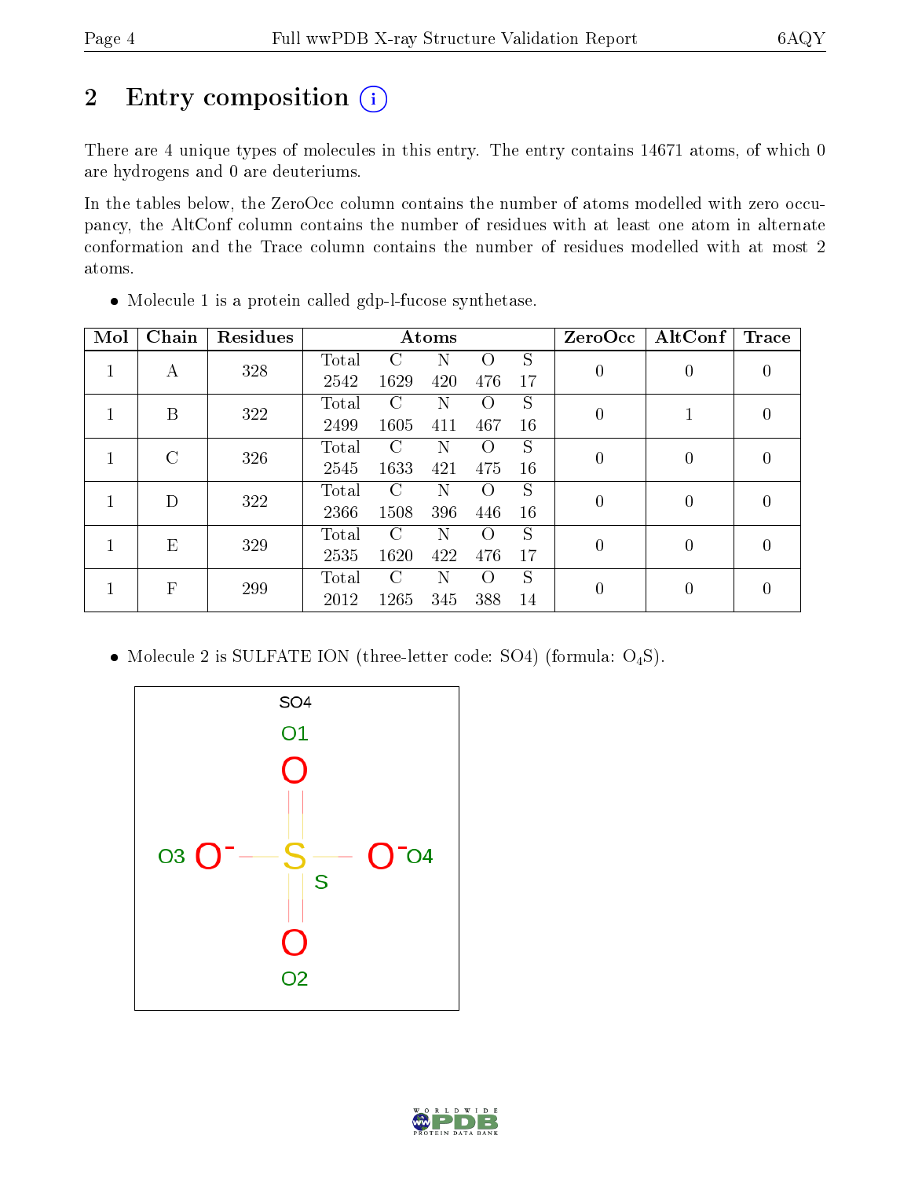# 2 Entry composition

There are 4 unique types of molecules in this entry. The entry contains 14671 atoms, of which 0 are hydrogens and 0 are deuteriums.

In the tables below, the ZeroOcc column contains the number of atoms modelled with zero occupancy, the AltConf column contains the number of residues with at least one atom in alternate conformation and the Trace column contains the number of residues modelled with at most 2 atoms.

- Molecule 1 is a protein called gdp-l-fucose synthetase.

| Mol | Chain | Residues | Atoms | | | | | ZeroOcc | AltConf | Trace |
|---|---|---|---|---|---|---|---|---|---|---|
| 1 | A | 328 | Total | C | N | O | S | 0 | 0 | 0 |
| | | | 2542 | 1629 | 420 | 476 | 17 | | | |
| 1 | B | 322 | Total | C | N | O | S | 0 | 1 | 0 |
| | | | 2499 | 1605 | 411 | 467 | 16 | | | |
| 1 | C | 326 | Total | C | N | O | S | 0 | 0 | 0 |
| | | | 2545 | 1633 | 421 | 475 | 16 | | | |
| 1 | D | 322 | Total | C | N | O | S | 0 | 0 | 0 |
| | | | 2366 | 1508 | 396 | 446 | 16 | | | |
| 1 | E | 329 | Total | C | N | O | S | 0 | 0 | 0 |
| | | | 2535 | 1620 | 422 | 476 | 17 | | | |
| 1 | F | 299 | Total | C | N | O | S | 0 | 0 | 0 |
| | | | 2012 | 1265 | 345 | 388 | 14 | | | |

- Molecule 2 is SULFATE ION (three-letter code: SO4) (formula: $O_4S$).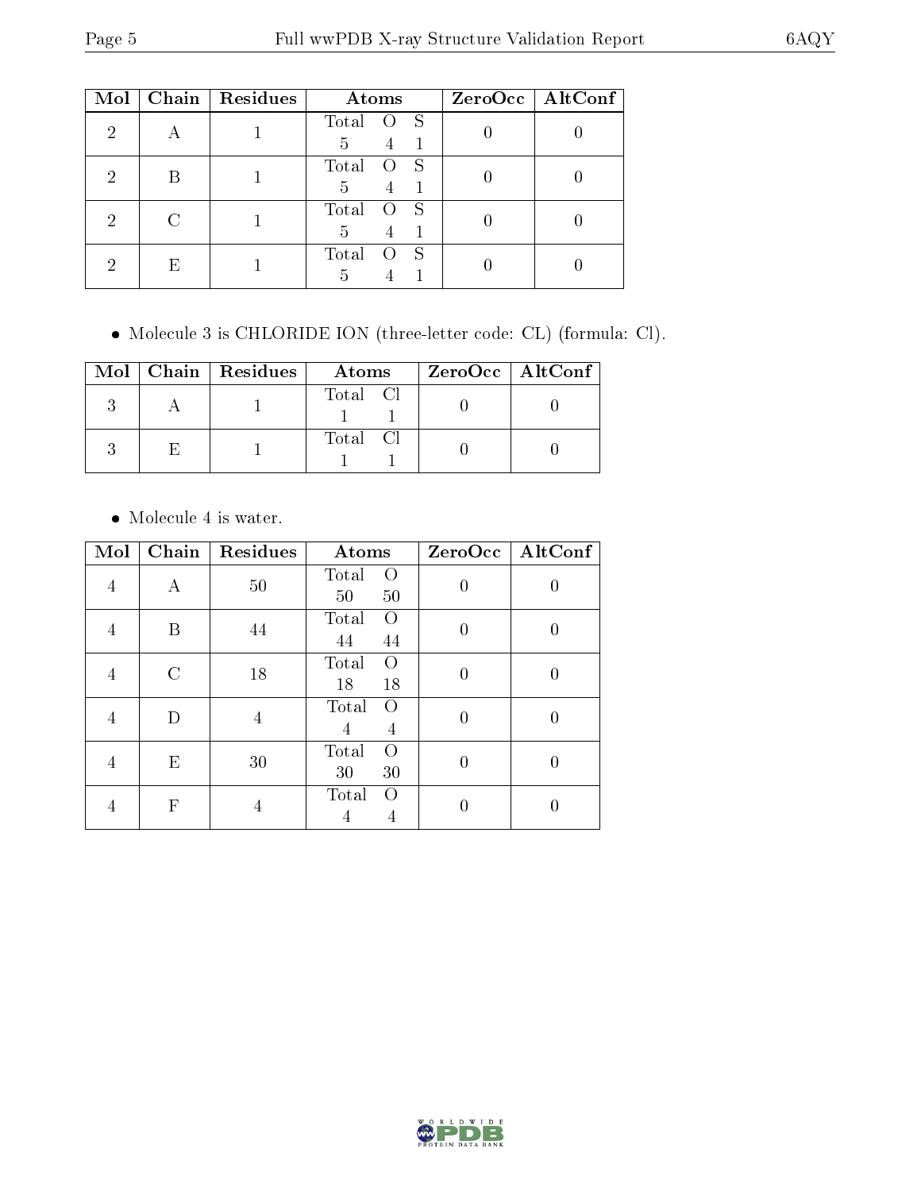| Mol | Chain | Residues | Atoms | ZeroOcc | AltConf |
|---|---|---|---|---|---|
| 2 | A | 1 | Total O S<br>5 4 1 | 0 | 0 |
| 2 | B | 1 | Total O S<br>5 4 1 | 0 | 0 |
| 2 | C | 1 | Total O S<br>5 4 1 | 0 | 0 |
| 2 | E | 1 | Total O S<br>5 4 1 | 0 | 0 |

- Molecule 3 is CHLORIDE ION (three-letter code: CL) (formula: Cl).

| Mol | Chain | Residues | Atoms | ZeroOcc | AltConf |
|---|---|---|---|---|---|
| 3 | A | 1 | Total Cl<br>1 1 | 0 | 0 |
| 3 | E | 1 | Total Cl<br>1 1 | 0 | 0 |

- Molecule 4 is water.

| Mol | Chain | Residues | Atoms | ZeroOcc | AltConf |
|---|---|---|---|---|---|
| 4 | A | 50 | Total O<br>50 50 | 0 | 0 |
| 4 | B | 44 | Total O<br>44 44 | 0 | 0 |
| 4 | C | 18 | Total O<br>18 18 | 0 | 0 |
| 4 | D | 4 | Total O<br>4 4 | 0 | 0 |
| 4 | E | 30 | Total O<br>30 30 | 0 | 0 |
| 4 | F | 4 | Total O<br>4 4 | 0 | 0 |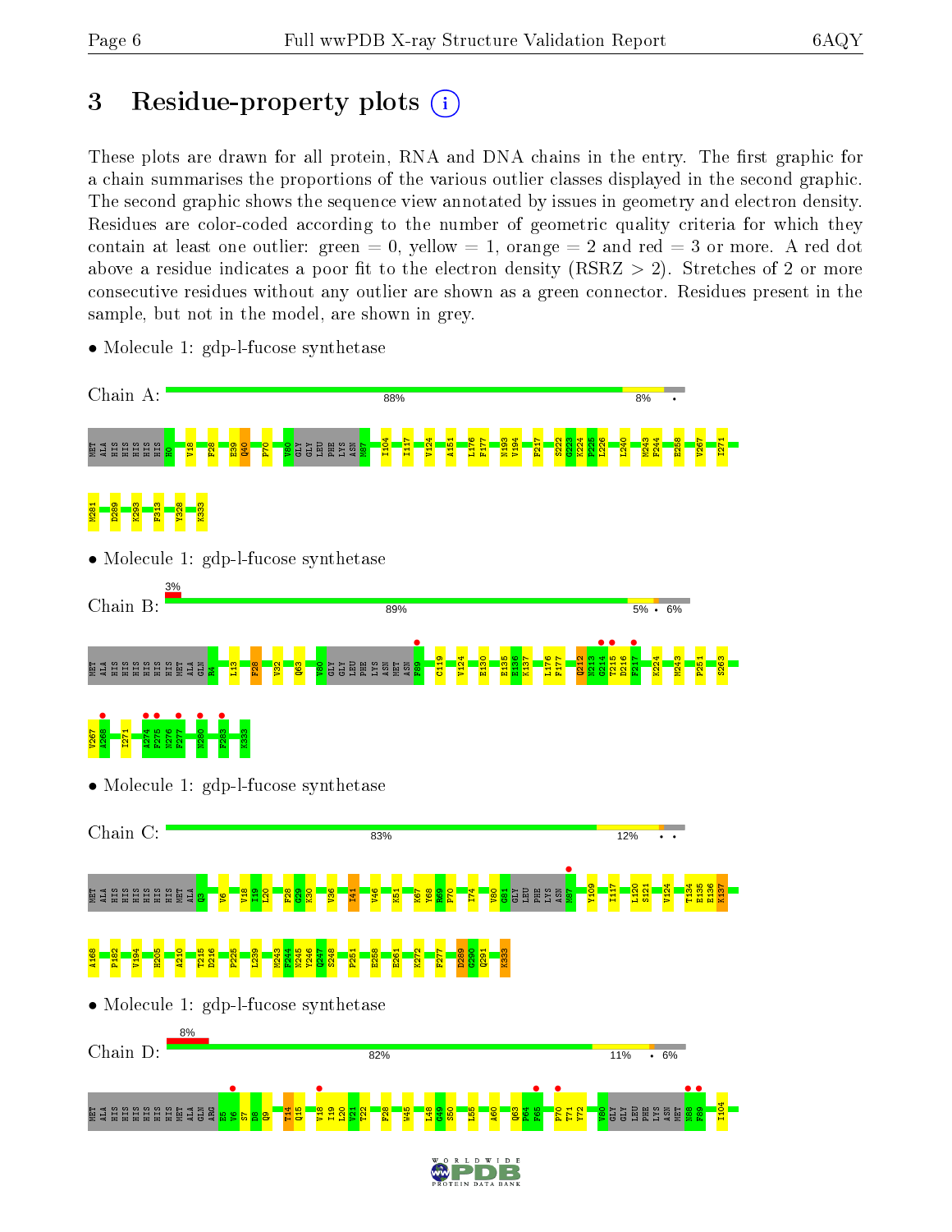# 3 Residue-property plots

These plots are drawn for all protein, RNA and DNA chains in the entry. The first graphic for a chain summarises the proportions of the various outlier classes displayed in the second graphic. The second graphic shows the sequence view annotated by issues in geometry and electron density. Residues are color-coded according to the number of geometric quality criteria for which they contain at least one outlier: green = 0, yellow = 1, orange = 2 and red = 3 or more. A red dot above a residue indicates a poor fit to the electron density (RSRZ > 2). Stretches of 2 or more consecutive residues without any outlier are shown as a green connector. Residues present in the sample, but not in the model, are shown in grey.

- Molecule 1: gdp-l-fucose synthetase

Chain A: 88% 8% •

MET ALA HIS HIS HIS HIS HIS HIS H0 V18 F28 E39 Q40 P70 V80 GLY GLY LEU PHE LYS ASN M87 I104 I117 V124 A151 L176 F177 N193 V194 F217 S222 G223 K224 F225 L226 L240 M243 F244 E258 V267 I271 M281 D289 K293 F313 Y328 K333

- Molecule 1: gdp-l-fucose synthetase

Chain B: 3% 89% 5% • 6%

MET ALA HIS HIS HIS HIS HIS HIS MET ALA GLN R4 L13 F28 V32 Q63 V80 GLY LEU PHE LYS ASN MET ASN F89 C119 V124 E130 E135 E136 K137 L176 F177 Q212 N213 G214 T215 D216 F217 K224 M243 P251 S263 V267 K268 I271 A274 F275 N276 F277 N280 F283 K333

- Molecule 1: gdp-l-fucose synthetase

Chain C: 83% 12% • •

MET ALA HIS HIS HIS HIS HIS HIS MET ALA Q3 V6 V18 I19 L20 F28 G29 K30 V36 I41 V46 K51 K67 Y68 R69 P70 I74 V80 G81 LEU LEU PHE LYS ASN M87 Y109 I117 L120 S121 V124 T134 E135 E136 K137 A168 P182 V194 H205 A210 T215 D216 P225 L239 M243 F244 N245 V246 Q247 S248 P251 E258 E261 K272 F277 D289 G290 Q291 K333

- Molecule 1: gdp-l-fucose synthetase

Chain D: 8% 82% 11% • 6%

MET ALA HIS HIS HIS HIS HIS HIS MET ALA GLN ARG E5 V6 S7 D8 Q9 T14 Q15 V18 I19 L20 V21 T22 F28 W45 L48 G49 S50 L55 A60 Q63 P64 F65 P70 T71 Y72 V80 GLY GLY LEU PHE LYS ASN MET N88 F89 I104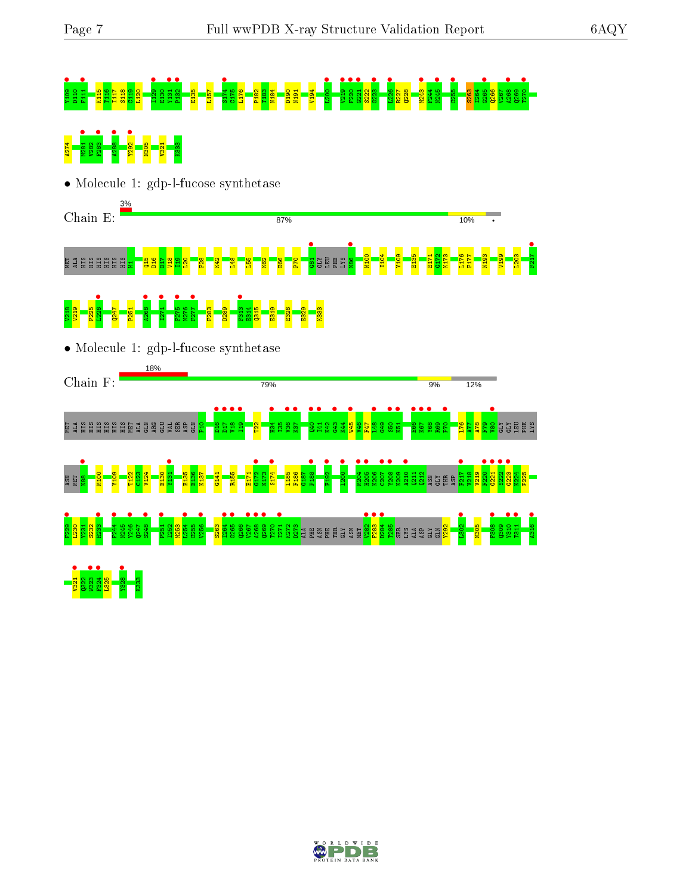Y109 D110 F111 K115 T116 I117 S118 C119 L120 I129 E130 Y131 P132 E135 L157 S174 C175 L176 P182 T183 N184 D190 N191 V194 L200 V219 F220 G221 S222 G223 L226 R227 Q228 M243 F244 N245 C255 S263 I264 G265 Q266 V267 A268 Q269 T270

A274 M281 V282 F283 A288 Y292 N305 V321 K333

• Molecule 1: gdp-l-fucose synthetase

Chain E: 3% | 87% | 10%

MET ALA HIS HIS HIS HIS HIS HIS M1 Q15 D16 D17 V18 I19 L20 F28 K42 L48 L55 K62 E66 P70 G81 GLY LEU PHE LYS N86 M100 I104 Y109 E135 E171 G172 K173 L176 F177 N193 V199 L203 F217

V218 V219 P225 L226 Q247 P251 A268 I271 F275 N276 F277 F283 D289 F313 E314 Q315 E319 E326 E329 K333

• Molecule 1: gdp-l-fucose synthetase

Chain F: 18% | 79% | 9% | 12%

MET ALA HIS HIS HIS HIS HIS HIS MET ALA GLN ARG GLU VAL SER ASP GLN P10 D16 D17 V18 I19 T22 H34 I35 V36 K37 Q40 I41 K42 G43 K44 W45 V46 F47 L48 G49 S50 K51 E66 K67 Y68 R69 P70 L76 A77 A78 F79 V80 GLY GLY LEU PHE LYS

ASN MET N88 M100 Y109 T122 C123 V124 E130 Y131 E135 E136 K137 G141 R155 E171 G172 K173 S174 L185 F186 G187 P188 F192 L200 M204 H205 K206 C207 Y208 K209 A210 Q211 Q212 ASN GLY THR ASP F217 V218 V219 F220 G221 S222 G223 K224 P225

F229 L230 V231 S232 H233 F244 N245 Y246 Q247 S248 P251 I252 M253 L254 C255 V256 S263 I264 G265 Q266 V267 A268 Q269 T270 I271 K272 D273 ALA PHE ASN PHE THR GLY ASN MET V282 F283 D284 T285 SER LYS ALA ASP GLY GLN Y292 L302 N305 F308 Q309 Y310 T311 A316

V321 Q322 W323 P324 L325 Y328 K333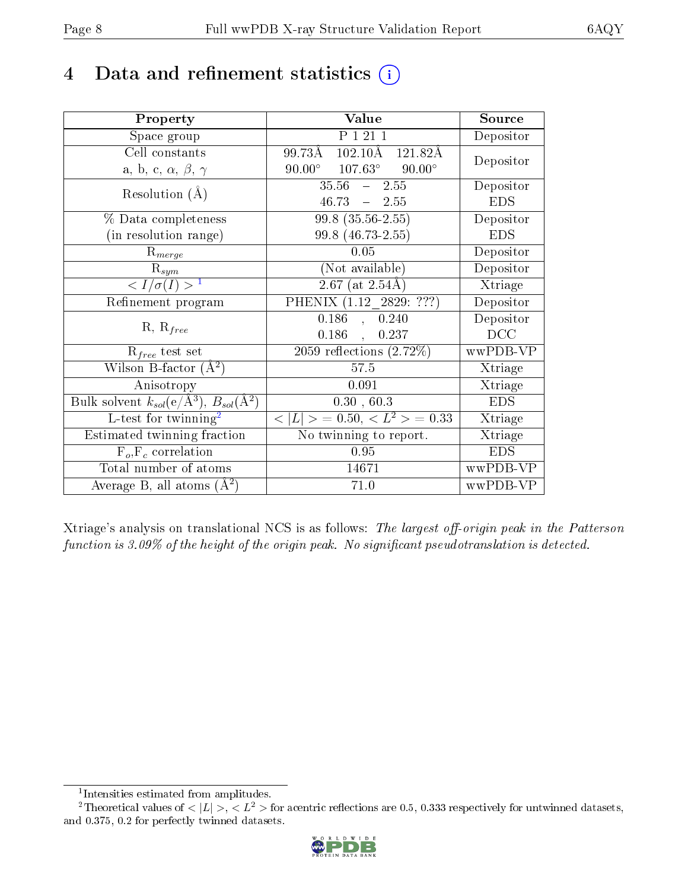# 4 Data and refinement statistics

| Property | Value | Source |
|---|---|---|
| Space group | P 1 21 1 | Depositor |
| Cell constants<br>a, b, c, $\alpha$, $\beta$, $\gamma$ | 99.73Å 102.10Å 121.82Å<br>90.00° 107.63° 90.00° | Depositor |
| Resolution (Å) | 35.56 – 2.55<br>46.73 – 2.55 | Depositor<br>EDS |
| % Data completeness<br>(in resolution range) | 99.8 (35.56-2.55)<br>99.8 (46.73-2.55) | Depositor<br>EDS |
| $R_{merge}$ | 0.05 | Depositor |
| $R_{sym}$ | (Not available) | Depositor |
| $< I/\sigma(I) >$ [1] | 2.67 (at 2.54Å) | Xtriage |
| Refinement program | PHENIX (1.12_2829: ???) | Depositor |
| R, $R_{free}$ | 0.186 , 0.240<br>0.186 , 0.237 | Depositor<br>DCC |
| $R_{free}$ test set | 2059 reflections (2.72%) | wwPDB-VP |
| Wilson B-factor (Å$^2$) | 57.5 | Xtriage |
| Anisotropy | 0.091 | Xtriage |
| Bulk solvent $k_{sol}$(e/Å$^3$), $B_{sol}$(Å$^2$) | 0.30 , 60.3 | EDS |
| L-test for twinning[2] | $< \|L\| >$ = 0.50, $< L^2 >$ = 0.33 | Xtriage |
| Estimated twinning fraction | No twinning to report. | Xtriage |
| $F_o$,$F_c$ correlation | 0.95 | EDS |
| Total number of atoms | 14671 | wwPDB-VP |
| Average B, all atoms (Å$^2$) | 71.0 | wwPDB-VP |

Xtriage's analysis on translational NCS is as follows: *The largest off-origin peak in the Patterson function is 3.09% of the height of the origin peak. No significant pseudotranslation is detected.*

[1] Intensities estimated from amplitudes.

[2] Theoretical values of $< |L| >$, $< L^2 >$ for acentric reflections are 0.5, 0.333 respectively for untwinned datasets, and 0.375, 0.2 for perfectly twinned datasets.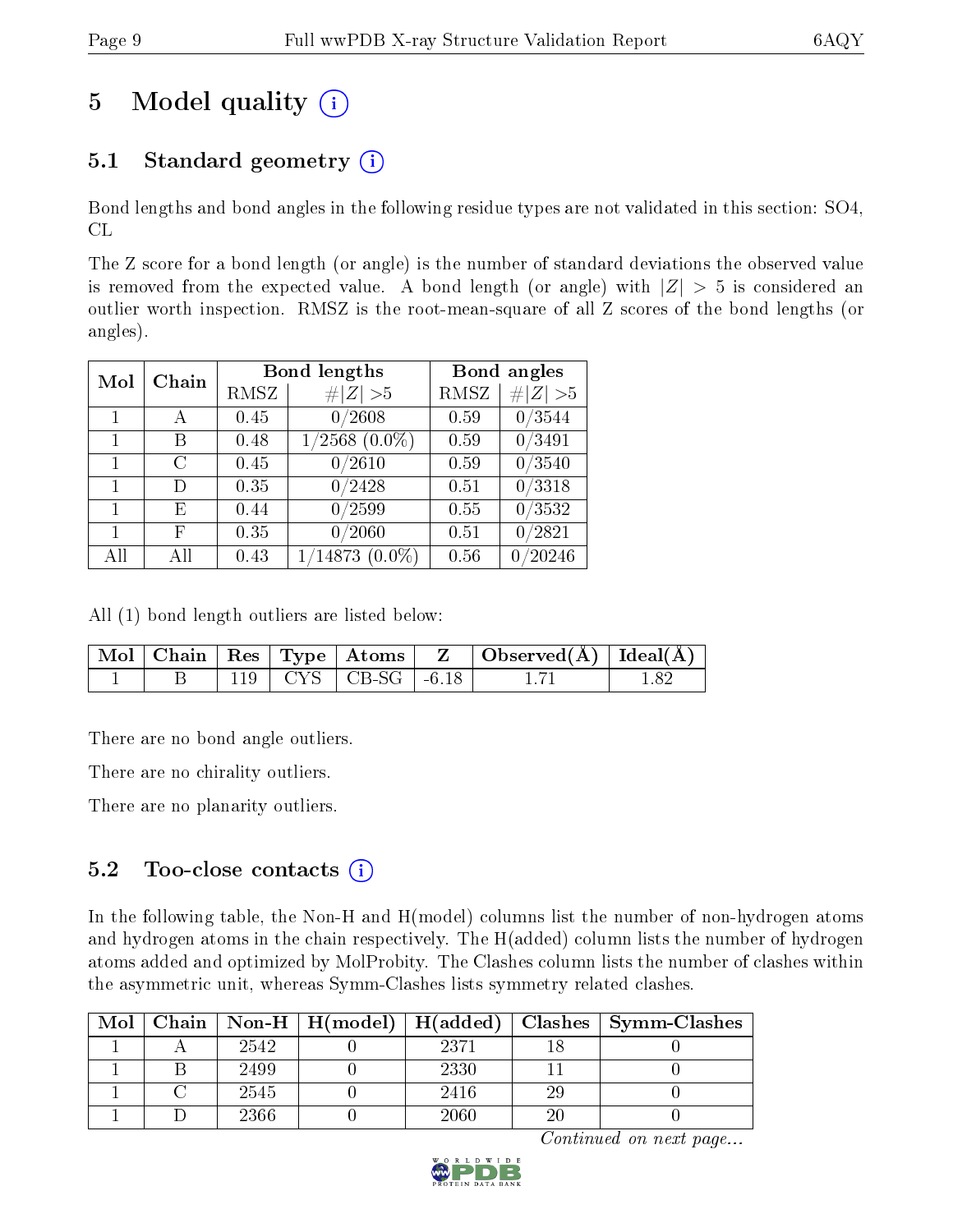# 5 Model quality

## 5.1 Standard geometry

Bond lengths and bond angles in the following residue types are not validated in this section: SO4, CL

The Z score for a bond length (or angle) is the number of standard deviations the observed value is removed from the expected value. A bond length (or angle) with $|Z| > 5$ is considered an outlier worth inspection. RMSZ is the root-mean-square of all Z scores of the bond lengths (or angles).

| Mol | Chain | Bond lengths | | Bond angles | |
|---|---|---|---|---|---|
| | | RMSZ | #\|Z\| >5 | RMSZ | #\|Z\| >5 |
| 1 | A | 0.45 | 0/2608 | 0.59 | 0/3544 |
| 1 | B | 0.48 | 1/2568 (0.0%) | 0.59 | 0/3491 |
| 1 | C | 0.45 | 0/2610 | 0.59 | 0/3540 |
| 1 | D | 0.35 | 0/2428 | 0.51 | 0/3318 |
| 1 | E | 0.44 | 0/2599 | 0.55 | 0/3532 |
| 1 | F | 0.35 | 0/2060 | 0.51 | 0/2821 |
| All | All | 0.43 | 1/14873 (0.0%) | 0.56 | 0/20246 |

All (1) bond length outliers are listed below:

| Mol | Chain | Res | Type | Atoms | Z | Observed(Å) | Ideal(Å) |
|---|---|---|---|---|---|---|---|
| 1 | B | 119 | CYS | CB-SG | -6.18 | 1.71 | 1.82 |

There are no bond angle outliers.

There are no chirality outliers.

There are no planarity outliers.

## 5.2 Too-close contacts

In the following table, the Non-H and H(model) columns list the number of non-hydrogen atoms and hydrogen atoms in the chain respectively. The H(added) column lists the number of hydrogen atoms added and optimized by MolProbity. The Clashes column lists the number of clashes within the asymmetric unit, whereas Symm-Clashes lists symmetry related clashes.

| Mol | Chain | Non-H | H(model) | H(added) | Clashes | Symm-Clashes |
|---|---|---|---|---|---|---|
| 1 | A | 2542 | 0 | 2371 | 18 | 0 |
| 1 | B | 2499 | 0 | 2330 | 11 | 0 |
| 1 | C | 2545 | 0 | 2416 | 29 | 0 |
| 1 | D | 2366 | 0 | 2060 | 20 | 0 |

*Continued on next page...*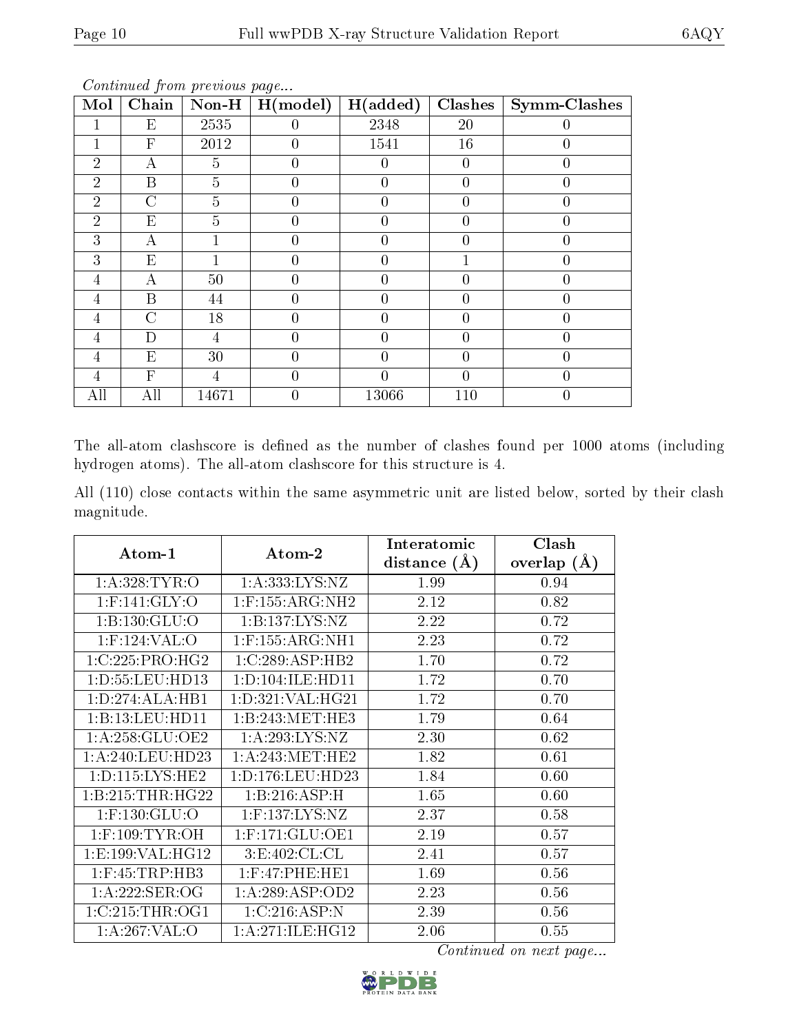*Continued from previous page...*

| Mol | Chain | Non-H | H(model) | H(added) | Clashes | Symm-Clashes |
|---|---|---|---|---|---|---|
| 1 | E | 2535 | 0 | 2348 | 20 | 0 |
| 1 | F | 2012 | 0 | 1541 | 16 | 0 |
| 2 | A | 5 | 0 | 0 | 0 | 0 |
| 2 | B | 5 | 0 | 0 | 0 | 0 |
| 2 | C | 5 | 0 | 0 | 0 | 0 |
| 2 | E | 5 | 0 | 0 | 0 | 0 |
| 3 | A | 1 | 0 | 0 | 0 | 0 |
| 3 | E | 1 | 0 | 0 | 1 | 0 |
| 4 | A | 50 | 0 | 0 | 0 | 0 |
| 4 | B | 44 | 0 | 0 | 0 | 0 |
| 4 | C | 18 | 0 | 0 | 0 | 0 |
| 4 | D | 4 | 0 | 0 | 0 | 0 |
| 4 | E | 30 | 0 | 0 | 0 | 0 |
| 4 | F | 4 | 0 | 0 | 0 | 0 |
| All | All | 14671 | 0 | 13066 | 110 | 0 |

The all-atom clashscore is defined as the number of clashes found per 1000 atoms (including hydrogen atoms). The all-atom clashscore for this structure is 4.

All (110) close contacts within the same asymmetric unit are listed below, sorted by their clash magnitude.

| Atom-1 | Atom-2 | Interatomic distance (Å) | Clash overlap (Å) |
|---|---|---|---|
| 1:A:328:TYR:O | 1:A:333:LYS:NZ | 1.99 | 0.94 |
| 1:F:141:GLY:O | 1:F:155:ARG:NH2 | 2.12 | 0.82 |
| 1:B:130:GLU:O | 1:B:137:LYS:NZ | 2.22 | 0.72 |
| 1:F:124:VAL:O | 1:F:155:ARG:NH1 | 2.23 | 0.72 |
| 1:C:225:PRO:HG2 | 1:C:289:ASP:HB2 | 1.70 | 0.72 |
| 1:D:55:LEU:HD13 | 1:D:104:ILE:HD11 | 1.72 | 0.70 |
| 1:D:274:ALA:HB1 | 1:D:321:VAL:HG21 | 1.72 | 0.70 |
| 1:B:13:LEU:HD11 | 1:B:243:MET:HE3 | 1.79 | 0.64 |
| 1:A:258:GLU:OE2 | 1:A:293:LYS:NZ | 2.30 | 0.62 |
| 1:A:240:LEU:HD23 | 1:A:243:MET:HE2 | 1.82 | 0.61 |
| 1:D:115:LYS:HE2 | 1:D:176:LEU:HD23 | 1.84 | 0.60 |
| 1:B:215:THR:HG22 | 1:B:216:ASP:H | 1.65 | 0.60 |
| 1:F:130:GLU:O | 1:F:137:LYS:NZ | 2.37 | 0.58 |
| 1:F:109:TYR:OH | 1:F:171:GLU:OE1 | 2.19 | 0.57 |
| 1:E:199:VAL:HG12 | 3:E:402:CL:CL | 2.41 | 0.57 |
| 1:F:45:TRP:HB3 | 1:F:47:PHE:HE1 | 1.69 | 0.56 |
| 1:A:222:SER:OG | 1:A:289:ASP:OD2 | 2.23 | 0.56 |
| 1:C:215:THR:OG1 | 1:C:216:ASP:N | 2.39 | 0.56 |
| 1:A:267:VAL:O | 1:A:271:ILE:HG12 | 2.06 | 0.55 |

*Continued on next page...*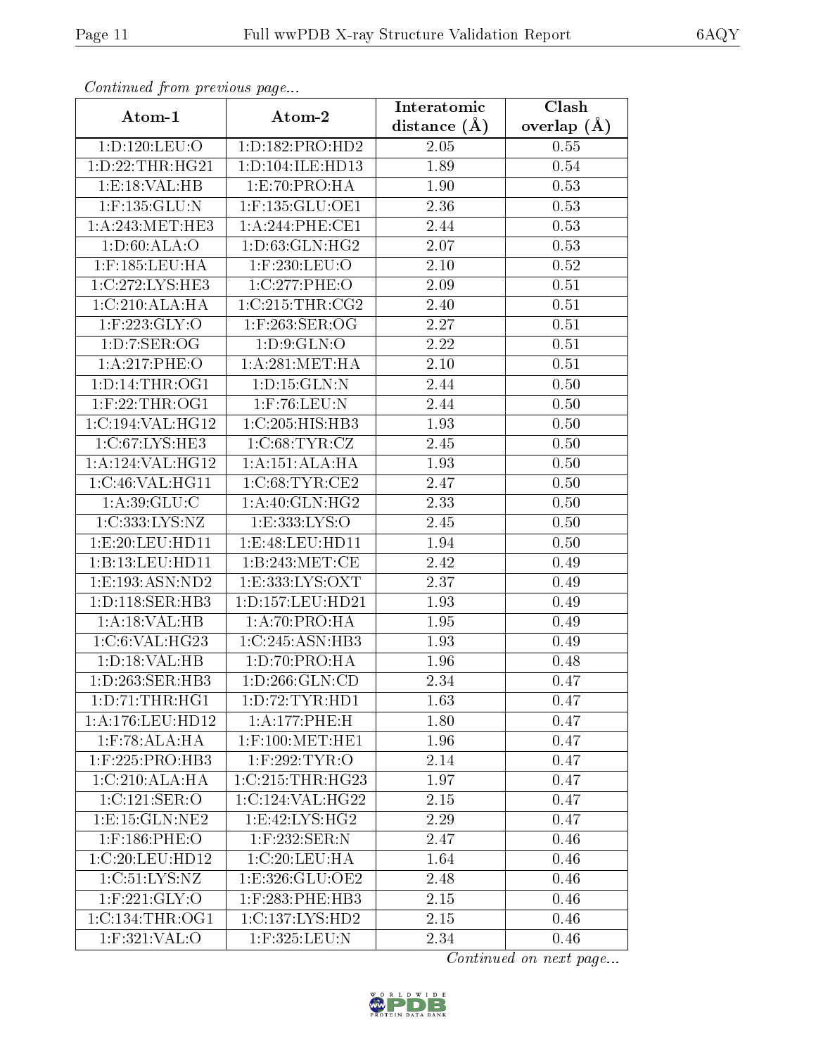*Continued from previous page...*

| Atom-1 | Atom-2 | Interatomic distance (Å) | Clash overlap (Å) |
|---|---|---|---|
| 1:D:120:LEU:O | 1:D:182:PRO:HD2 | 2.05 | 0.55 |
| 1:D:22:THR:HG21 | 1:D:104:ILE:HD13 | 1.89 | 0.54 |
| 1:E:18:VAL:HB | 1:E:70:PRO:HA | 1.90 | 0.53 |
| 1:F:135:GLU:N | 1:F:135:GLU:OE1 | 2.36 | 0.53 |
| 1:A:243:MET:HE3 | 1:A:244:PHE:CE1 | 2.44 | 0.53 |
| 1:D:60:ALA:O | 1:D:63:GLN:HG2 | 2.07 | 0.53 |
| 1:F:185:LEU:HA | 1:F:230:LEU:O | 2.10 | 0.52 |
| 1:C:272:LYS:HE3 | 1:C:277:PHE:O | 2.09 | 0.51 |
| 1:C:210:ALA:HA | 1:C:215:THR:CG2 | 2.40 | 0.51 |
| 1:F:223:GLY:O | 1:F:263:SER:OG | 2.27 | 0.51 |
| 1:D:7:SER:OG | 1:D:9:GLN:O | 2.22 | 0.51 |
| 1:A:217:PHE:O | 1:A:281:MET:HA | 2.10 | 0.51 |
| 1:D:14:THR:OG1 | 1:D:15:GLN:N | 2.44 | 0.50 |
| 1:F:22:THR:OG1 | 1:F:76:LEU:N | 2.44 | 0.50 |
| 1:C:194:VAL:HG12 | 1:C:205:HIS:HB3 | 1.93 | 0.50 |
| 1:C:67:LYS:HE3 | 1:C:68:TYR:CZ | 2.45 | 0.50 |
| 1:A:124:VAL:HG12 | 1:A:151:ALA:HA | 1.93 | 0.50 |
| 1:C:46:VAL:HG11 | 1:C:68:TYR:CE2 | 2.47 | 0.50 |
| 1:A:39:GLU:C | 1:A:40:GLN:HG2 | 2.33 | 0.50 |
| 1:C:333:LYS:NZ | 1:E:333:LYS:O | 2.45 | 0.50 |
| 1:E:20:LEU:HD11 | 1:E:48:LEU:HD11 | 1.94 | 0.50 |
| 1:B:13:LEU:HD11 | 1:B:243:MET:CE | 2.42 | 0.49 |
| 1:E:193:ASN:ND2 | 1:E:333:LYS:OXT | 2.37 | 0.49 |
| 1:D:118:SER:HB3 | 1:D:157:LEU:HD21 | 1.93 | 0.49 |
| 1:A:18:VAL:HB | 1:A:70:PRO:HA | 1.95 | 0.49 |
| 1:C:6:VAL:HG23 | 1:C:245:ASN:HB3 | 1.93 | 0.49 |
| 1:D:18:VAL:HB | 1:D:70:PRO:HA | 1.96 | 0.48 |
| 1:D:263:SER:HB3 | 1:D:266:GLN:CD | 2.34 | 0.47 |
| 1:D:71:THR:HG1 | 1:D:72:TYR:HD1 | 1.63 | 0.47 |
| 1:A:176:LEU:HD12 | 1:A:177:PHE:H | 1.80 | 0.47 |
| 1:F:78:ALA:HA | 1:F:100:MET:HE1 | 1.96 | 0.47 |
| 1:F:225:PRO:HB3 | 1:F:292:TYR:O | 2.14 | 0.47 |
| 1:C:210:ALA:HA | 1:C:215:THR:HG23 | 1.97 | 0.47 |
| 1:C:121:SER:O | 1:C:124:VAL:HG22 | 2.15 | 0.47 |
| 1:E:15:GLN:NE2 | 1:E:42:LYS:HG2 | 2.29 | 0.47 |
| 1:F:186:PHE:O | 1:F:232:SER:N | 2.47 | 0.46 |
| 1:C:20:LEU:HD12 | 1:C:20:LEU:HA | 1.64 | 0.46 |
| 1:C:51:LYS:NZ | 1:E:326:GLU:OE2 | 2.48 | 0.46 |
| 1:F:221:GLY:O | 1:F:283:PHE:HB3 | 2.15 | 0.46 |
| 1:C:134:THR:OG1 | 1:C:137:LYS:HD2 | 2.15 | 0.46 |
| 1:F:321:VAL:O | 1:F:325:LEU:N | 2.34 | 0.46 |

*Continued on next page...*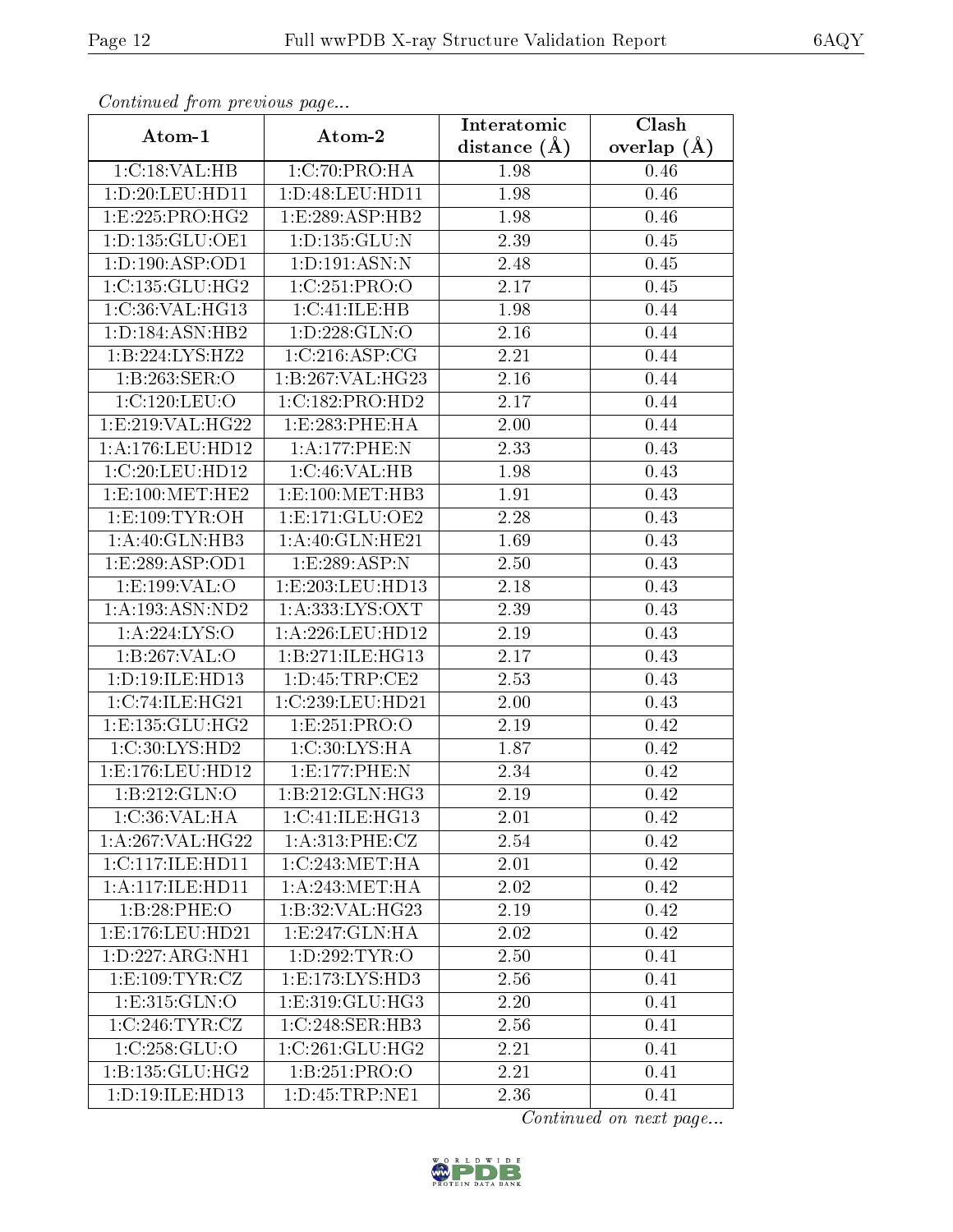*Continued from previous page...*

| Atom-1 | Atom-2 | Interatomic distance (Å) | Clash overlap (Å) |
|---|---|---|---|
| 1:C:18:VAL:HB | 1:C:70:PRO:HA | 1.98 | 0.46 |
| 1:D:20:LEU:HD11 | 1:D:48:LEU:HD11 | 1.98 | 0.46 |
| 1:E:225:PRO:HG2 | 1:E:289:ASP:HB2 | 1.98 | 0.46 |
| 1:D:135:GLU:OE1 | 1:D:135:GLU:N | 2.39 | 0.45 |
| 1:D:190:ASP:OD1 | 1:D:191:ASN:N | 2.48 | 0.45 |
| 1:C:135:GLU:HG2 | 1:C:251:PRO:O | 2.17 | 0.45 |
| 1:C:36:VAL:HG13 | 1:C:41:ILE:HB | 1.98 | 0.44 |
| 1:D:184:ASN:HB2 | 1:D:228:GLN:O | 2.16 | 0.44 |
| 1:B:224:LYS:HZ2 | 1:C:216:ASP:CG | 2.21 | 0.44 |
| 1:B:263:SER:O | 1:B:267:VAL:HG23 | 2.16 | 0.44 |
| 1:C:120:LEU:O | 1:C:182:PRO:HD2 | 2.17 | 0.44 |
| 1:E:219:VAL:HG22 | 1:E:283:PHE:HA | 2.00 | 0.44 |
| 1:A:176:LEU:HD12 | 1:A:177:PHE:N | 2.33 | 0.43 |
| 1:C:20:LEU:HD12 | 1:C:46:VAL:HB | 1.98 | 0.43 |
| 1:E:100:MET:HE2 | 1:E:100:MET:HB3 | 1.91 | 0.43 |
| 1:E:109:TYR:OH | 1:E:171:GLU:OE2 | 2.28 | 0.43 |
| 1:A:40:GLN:HB3 | 1:A:40:GLN:HE21 | 1.69 | 0.43 |
| 1:E:289:ASP:OD1 | 1:E:289:ASP:N | 2.50 | 0.43 |
| 1:E:199:VAL:O | 1:E:203:LEU:HD13 | 2.18 | 0.43 |
| 1:A:193:ASN:ND2 | 1:A:333:LYS:OXT | 2.39 | 0.43 |
| 1:A:224:LYS:O | 1:A:226:LEU:HD12 | 2.19 | 0.43 |
| 1:B:267:VAL:O | 1:B:271:ILE:HG13 | 2.17 | 0.43 |
| 1:D:19:ILE:HD13 | 1:D:45:TRP:CE2 | 2.53 | 0.43 |
| 1:C:74:ILE:HG21 | 1:C:239:LEU:HD21 | 2.00 | 0.43 |
| 1:E:135:GLU:HG2 | 1:E:251:PRO:O | 2.19 | 0.42 |
| 1:C:30:LYS:HD2 | 1:C:30:LYS:HA | 1.87 | 0.42 |
| 1:E:176:LEU:HD12 | 1:E:177:PHE:N | 2.34 | 0.42 |
| 1:B:212:GLN:O | 1:B:212:GLN:HG3 | 2.19 | 0.42 |
| 1:C:36:VAL:HA | 1:C:41:ILE:HG13 | 2.01 | 0.42 |
| 1:A:267:VAL:HG22 | 1:A:313:PHE:CZ | 2.54 | 0.42 |
| 1:C:117:ILE:HD11 | 1:C:243:MET:HA | 2.01 | 0.42 |
| 1:A:117:ILE:HD11 | 1:A:243:MET:HA | 2.02 | 0.42 |
| 1:B:28:PHE:O | 1:B:32:VAL:HG23 | 2.19 | 0.42 |
| 1:E:176:LEU:HD21 | 1:E:247:GLN:HA | 2.02 | 0.42 |
| 1:D:227:ARG:NH1 | 1:D:292:TYR:O | 2.50 | 0.41 |
| 1:E:109:TYR:CZ | 1:E:173:LYS:HD3 | 2.56 | 0.41 |
| 1:E:315:GLN:O | 1:E:319:GLU:HG3 | 2.20 | 0.41 |
| 1:C:246:TYR:CZ | 1:C:248:SER:HB3 | 2.56 | 0.41 |
| 1:C:258:GLU:O | 1:C:261:GLU:HG2 | 2.21 | 0.41 |
| 1:B:135:GLU:HG2 | 1:B:251:PRO:O | 2.21 | 0.41 |
| 1:D:19:ILE:HD13 | 1:D:45:TRP:NE1 | 2.36 | 0.41 |

*Continued on next page...*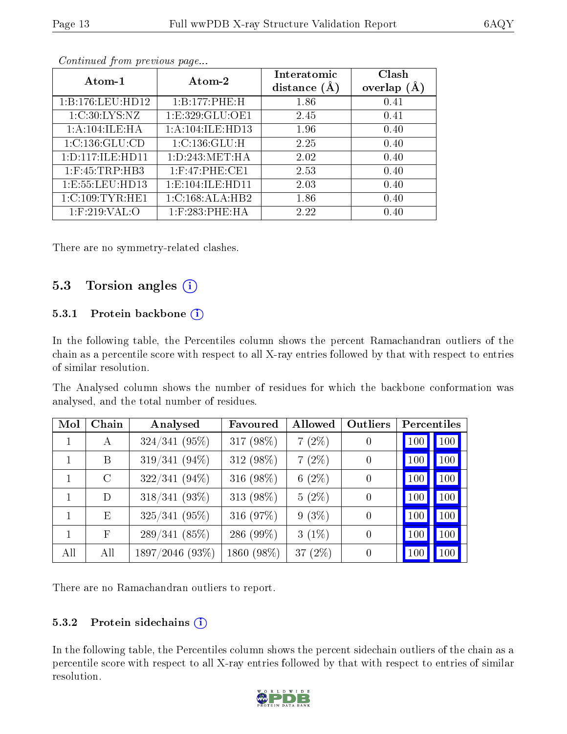*Continued from previous page...*

| Atom-1 | Atom-2 | Interatomic distance (Å) | Clash overlap (Å) |
|---|---|---|---|
| 1:B:176:LEU:HD12 | 1:B:177:PHE:H | 1.86 | 0.41 |
| 1:C:30:LYS:NZ | 1:E:329:GLU:OE1 | 2.45 | 0.41 |
| 1:A:104:ILE:HA | 1:A:104:ILE:HD13 | 1.96 | 0.40 |
| 1:C:136:GLU:CD | 1:C:136:GLU:H | 2.25 | 0.40 |
| 1:D:117:ILE:HD11 | 1:D:243:MET:HA | 2.02 | 0.40 |
| 1:F:45:TRP:HB3 | 1:F:47:PHE:CE1 | 2.53 | 0.40 |
| 1:E:55:LEU:HD13 | 1:E:104:ILE:HD11 | 2.03 | 0.40 |
| 1:C:109:TYR:HE1 | 1:C:168:ALA:HB2 | 1.86 | 0.40 |
| 1:F:219:VAL:O | 1:F:283:PHE:HA | 2.22 | 0.40 |

There are no symmetry-related clashes.

## 5.3 Torsion angles

### 5.3.1 Protein backbone

In the following table, the Percentiles column shows the percent Ramachandran outliers of the chain as a percentile score with respect to all X-ray entries followed by that with respect to entries of similar resolution.

The Analysed column shows the number of residues for which the backbone conformation was analysed, and the total number of residues.

| Mol | Chain | Analysed | Favoured | Allowed | Outliers | Percentiles | |
|---|---|---|---|---|---|---|---|
| 1 | A | 324/341 (95%) | 317 (98%) | 7 (2%) | 0 | 100 | 100 |
| 1 | B | 319/341 (94%) | 312 (98%) | 7 (2%) | 0 | 100 | 100 |
| 1 | C | 322/341 (94%) | 316 (98%) | 6 (2%) | 0 | 100 | 100 |
| 1 | D | 318/341 (93%) | 313 (98%) | 5 (2%) | 0 | 100 | 100 |
| 1 | E | 325/341 (95%) | 316 (97%) | 9 (3%) | 0 | 100 | 100 |
| 1 | F | 289/341 (85%) | 286 (99%) | 3 (1%) | 0 | 100 | 100 |
| All | All | 1897/2046 (93%) | 1860 (98%) | 37 (2%) | 0 | 100 | 100 |

There are no Ramachandran outliers to report.

### 5.3.2 Protein sidechains

In the following table, the Percentiles column shows the percent sidechain outliers of the chain as a percentile score with respect to all X-ray entries followed by that with respect to entries of similar resolution.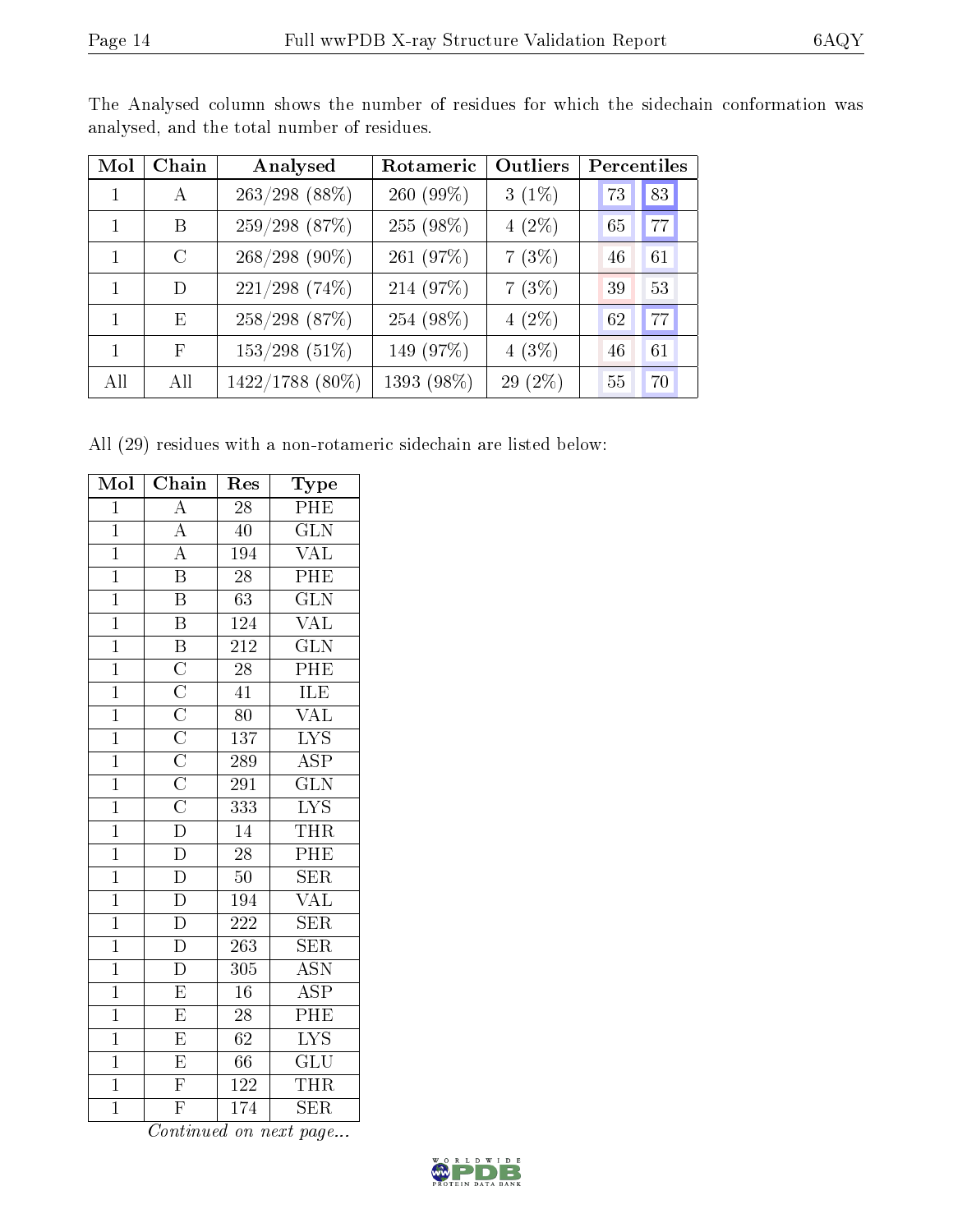The Analysed column shows the number of residues for which the sidechain conformation was analysed, and the total number of residues.

| Mol | Chain | Analysed | Rotameric | Outliers | Percentiles | |
|---|---|---|---|---|---|---|
| 1 | A | 263/298 (88%) | 260 (99%) | 3 (1%) | 73 | 83 |
| 1 | B | 259/298 (87%) | 255 (98%) | 4 (2%) | 65 | 77 |
| 1 | C | 268/298 (90%) | 261 (97%) | 7 (3%) | 46 | 61 |
| 1 | D | 221/298 (74%) | 214 (97%) | 7 (3%) | 39 | 53 |
| 1 | E | 258/298 (87%) | 254 (98%) | 4 (2%) | 62 | 77 |
| 1 | F | 153/298 (51%) | 149 (97%) | 4 (3%) | 46 | 61 |
| All | All | 1422/1788 (80%) | 1393 (98%) | 29 (2%) | 55 | 70 |

All (29) residues with a non-rotameric sidechain are listed below:

| Mol | Chain | Res | Type |
|---|---|---|---|
| 1 | A | 28 | PHE |
| 1 | A | 40 | GLN |
| 1 | A | 194 | VAL |
| 1 | B | 28 | PHE |
| 1 | B | 63 | GLN |
| 1 | B | 124 | VAL |
| 1 | B | 212 | GLN |
| 1 | C | 28 | PHE |
| 1 | C | 41 | ILE |
| 1 | C | 80 | VAL |
| 1 | C | 137 | LYS |
| 1 | C | 289 | ASP |
| 1 | C | 291 | GLN |
| 1 | C | 333 | LYS |
| 1 | D | 14 | THR |
| 1 | D | 28 | PHE |
| 1 | D | 50 | SER |
| 1 | D | 194 | VAL |
| 1 | D | 222 | SER |
| 1 | D | 263 | SER |
| 1 | D | 305 | ASN |
| 1 | E | 16 | ASP |
| 1 | E | 28 | PHE |
| 1 | E | 62 | LYS |
| 1 | E | 66 | GLU |
| 1 | F | 122 | THR |
| 1 | F | 174 | SER |

*Continued on next page...*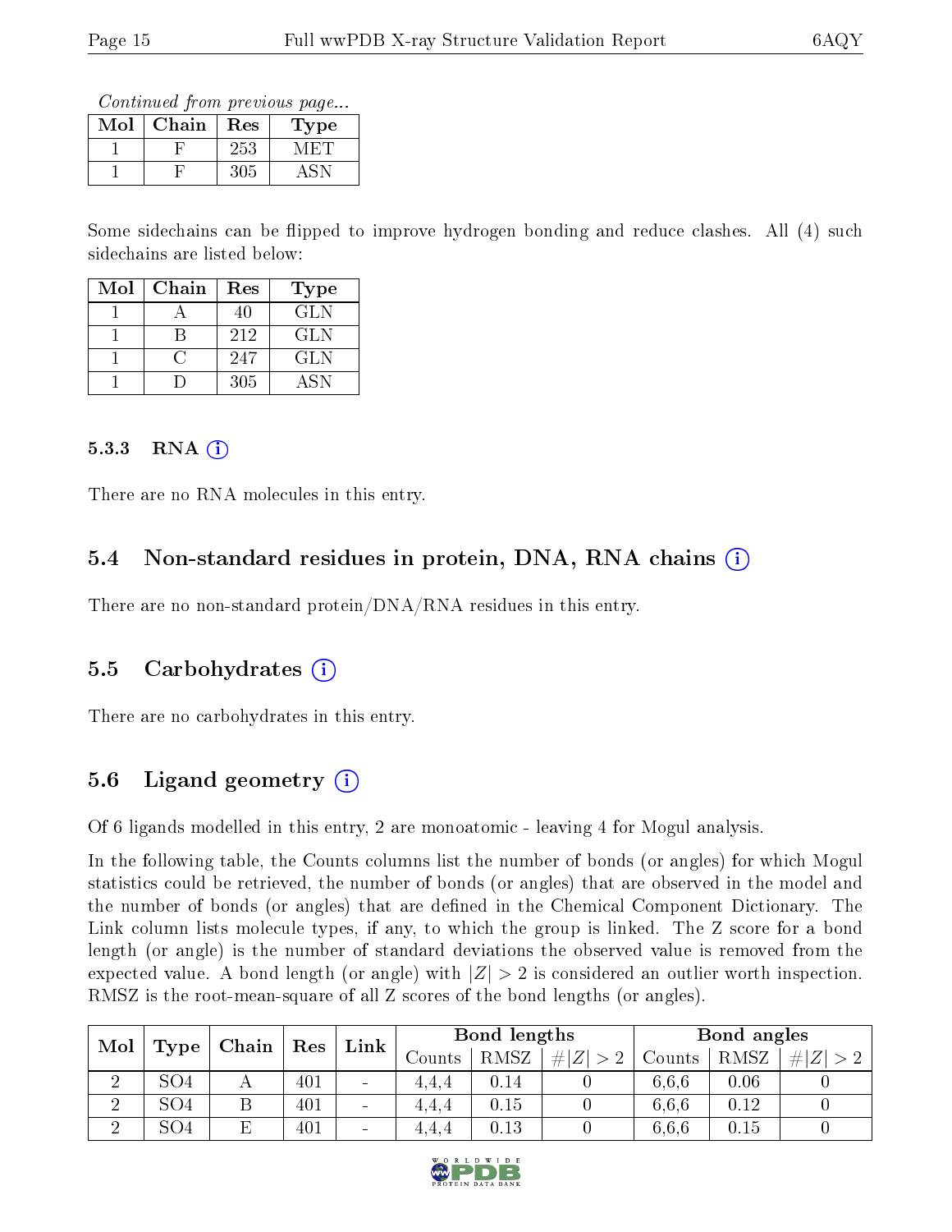*Continued from previous page...*

| Mol | Chain | Res | Type |
|---|---|---|---|
| 1 | F | 253 | MET |
| 1 | F | 305 | ASN |

Some sidechains can be flipped to improve hydrogen bonding and reduce clashes. All (4) such sidechains are listed below:

| Mol | Chain | Res | Type |
|---|---|---|---|
| 1 | A | 40 | GLN |
| 1 | B | 212 | GLN |
| 1 | C | 247 | GLN |
| 1 | D | 305 | ASN |

#### 5.3.3 RNA (i)

There are no RNA molecules in this entry.

### 5.4 Non-standard residues in protein, DNA, RNA chains (i)

There are no non-standard protein/DNA/RNA residues in this entry.

### 5.5 Carbohydrates (i)

There are no carbohydrates in this entry.

### 5.6 Ligand geometry (i)

Of 6 ligands modelled in this entry, 2 are monoatomic - leaving 4 for Mogul analysis.

In the following table, the Counts columns list the number of bonds (or angles) for which Mogul statistics could be retrieved, the number of bonds (or angles) that are observed in the model and the number of bonds (or angles) that are defined in the Chemical Component Dictionary. The Link column lists molecule types, if any, to which the group is linked. The Z score for a bond length (or angle) is the number of standard deviations the observed value is removed from the expected value. A bond length (or angle) with $|Z| > 2$ is considered an outlier worth inspection. RMSZ is the root-mean-square of all Z scores of the bond lengths (or angles).

| Mol | Type | Chain | Res | Link | Bond lengths | | | Bond angles | | |
|---|---|---|---|---|---|---|---|---|---|---|
| | | | | | Counts | RMSZ | $\#\|Z\| > 2$ | Counts | RMSZ | $\#\|Z\| > 2$ |
| 2 | SO4 | A | 401 | - | 4,4,4 | 0.14 | 0 | 6,6,6 | 0.06 | 0 |
| 2 | SO4 | B | 401 | - | 4,4,4 | 0.15 | 0 | 6,6,6 | 0.12 | 0 |
| 2 | SO4 | E | 401 | - | 4,4,4 | 0.13 | 0 | 6,6,6 | 0.15 | 0 |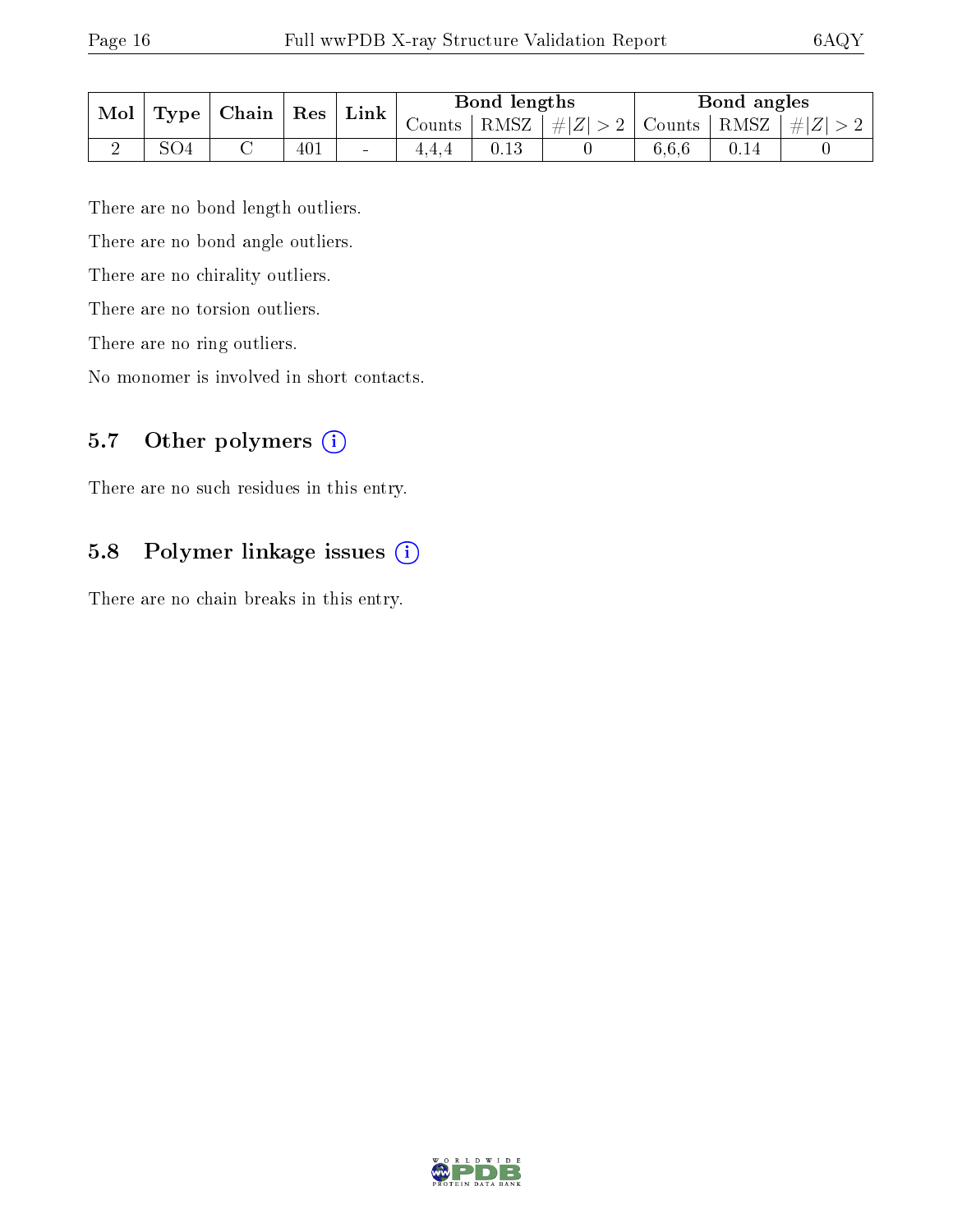| Mol | Type | Chain | Res | Link | Bond lengths | | | Bond angles | | |
|---|---|---|---|---|---|---|---|---|---|---|
| | | | | | Counts | RMSZ | $\#\|Z\|>2$ | Counts | RMSZ | $\#\|Z\|>2$ |
| 2 | SO4 | C | 401 | - | 4,4,4 | 0.13 | 0 | 6,6,6 | 0.14 | 0 |

There are no bond length outliers.

There are no bond angle outliers.

There are no chirality outliers.

There are no torsion outliers.

There are no ring outliers.

No monomer is involved in short contacts.

### 5.7 Other polymers (i)

There are no such residues in this entry.

### 5.8 Polymer linkage issues (i)

There are no chain breaks in this entry.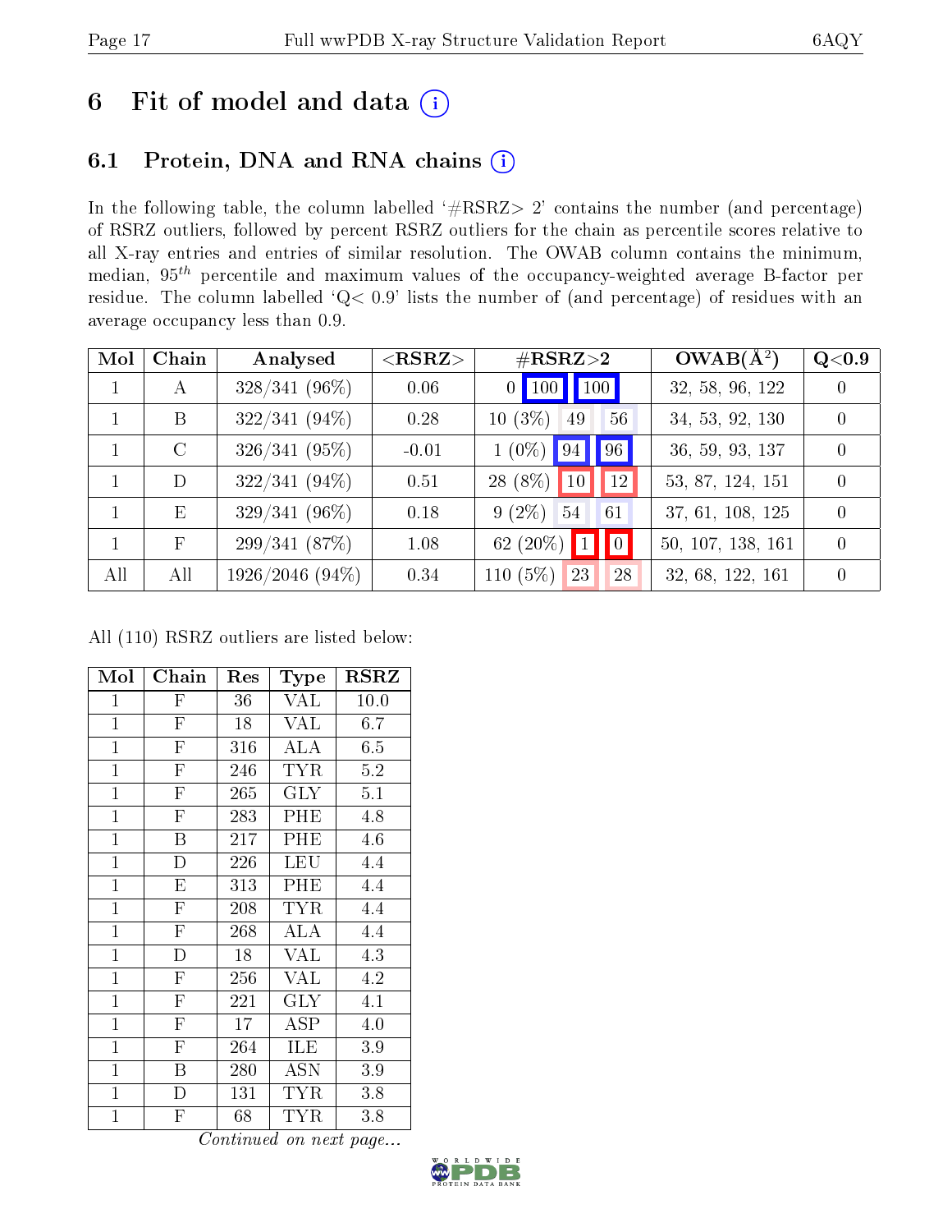# 6 Fit of model and data (i)

## 6.1 Protein, DNA and RNA chains (i)

In the following table, the column labelled '#RSRZ> 2' contains the number (and percentage) of RSRZ outliers, followed by percent RSRZ outliers for the chain as percentile scores relative to all X-ray entries and entries of similar resolution. The OWAB column contains the minimum, median, $95^{th}$ percentile and maximum values of the occupancy-weighted average B-factor per residue. The column labelled 'Q< 0.9' lists the number of (and percentage) of residues with an average occupancy less than 0.9.

| Mol | Chain | Analysed | <RSRZ> | #RSRZ>2 | | | OWAB(Å²) | Q<0.9 |
|---|---|---|---|---|---|---|---|---|
| 1 | A | 328/341 (96%) | 0.06 | 0 | 100 | 100 | 32, 58, 96, 122 | 0 |
| 1 | B | 322/341 (94%) | 0.28 | 10 (3%) | 49 | 56 | 34, 53, 92, 130 | 0 |
| 1 | C | 326/341 (95%) | -0.01 | 1 (0%) | 94 | 96 | 36, 59, 93, 137 | 0 |
| 1 | D | 322/341 (94%) | 0.51 | 28 (8%) | 10 | 12 | 53, 87, 124, 151 | 0 |
| 1 | E | 329/341 (96%) | 0.18 | 9 (2%) | 54 | 61 | 37, 61, 108, 125 | 0 |
| 1 | F | 299/341 (87%) | 1.08 | 62 (20%) | 1 | 0 | 50, 107, 138, 161 | 0 |
| All | All | 1926/2046 (94%) | 0.34 | 110 (5%) | 23 | 28 | 32, 68, 122, 161 | 0 |

All (110) RSRZ outliers are listed below:

| Mol | Chain | Res | Type | RSRZ |
|---|---|---|---|---|
| 1 | F | 36 | VAL | 10.0 |
| 1 | F | 18 | VAL | 6.7 |
| 1 | F | 316 | ALA | 6.5 |
| 1 | F | 246 | TYR | 5.2 |
| 1 | F | 265 | GLY | 5.1 |
| 1 | F | 283 | PHE | 4.8 |
| 1 | B | 217 | PHE | 4.6 |
| 1 | D | 226 | LEU | 4.4 |
| 1 | E | 313 | PHE | 4.4 |
| 1 | F | 208 | TYR | 4.4 |
| 1 | F | 268 | ALA | 4.4 |
| 1 | D | 18 | VAL | 4.3 |
| 1 | F | 256 | VAL | 4.2 |
| 1 | F | 221 | GLY | 4.1 |
| 1 | F | 17 | ASP | 4.0 |
| 1 | F | 264 | ILE | 3.9 |
| 1 | B | 280 | ASN | 3.9 |
| 1 | D | 131 | TYR | 3.8 |
| 1 | F | 68 | TYR | 3.8 |

*Continued on next page...*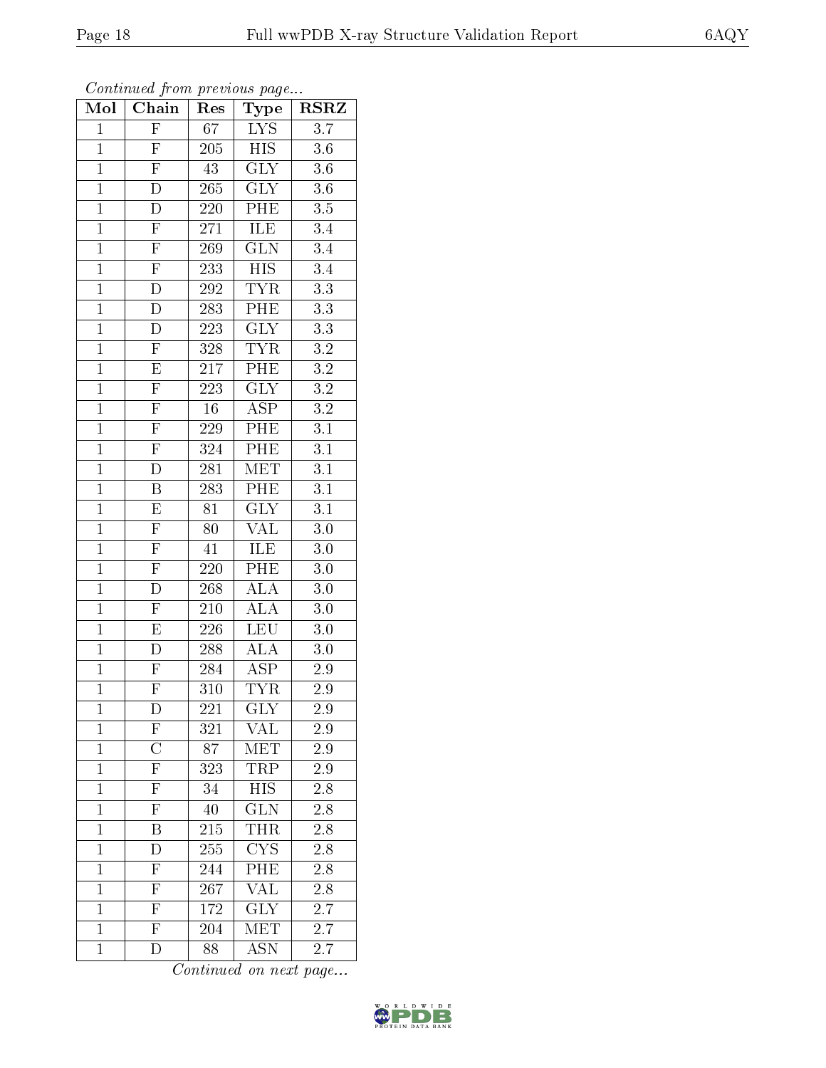*Continued from previous page...*

| Mol | Chain | Res | Type | RSRZ |
|---|---|---|---|---|
| 1 | F | 67 | LYS | 3.7 |
| 1 | F | 205 | HIS | 3.6 |
| 1 | F | 43 | GLY | 3.6 |
| 1 | D | 265 | GLY | 3.6 |
| 1 | D | 220 | PHE | 3.5 |
| 1 | F | 271 | ILE | 3.4 |
| 1 | F | 269 | GLN | 3.4 |
| 1 | F | 233 | HIS | 3.4 |
| 1 | D | 292 | TYR | 3.3 |
| 1 | D | 283 | PHE | 3.3 |
| 1 | D | 223 | GLY | 3.3 |
| 1 | F | 328 | TYR | 3.2 |
| 1 | E | 217 | PHE | 3.2 |
| 1 | F | 223 | GLY | 3.2 |
| 1 | F | 16 | ASP | 3.2 |
| 1 | F | 229 | PHE | 3.1 |
| 1 | F | 324 | PHE | 3.1 |
| 1 | D | 281 | MET | 3.1 |
| 1 | B | 283 | PHE | 3.1 |
| 1 | E | 81 | GLY | 3.1 |
| 1 | F | 80 | VAL | 3.0 |
| 1 | F | 41 | ILE | 3.0 |
| 1 | F | 220 | PHE | 3.0 |
| 1 | D | 268 | ALA | 3.0 |
| 1 | F | 210 | ALA | 3.0 |
| 1 | E | 226 | LEU | 3.0 |
| 1 | D | 288 | ALA | 3.0 |
| 1 | F | 284 | ASP | 2.9 |
| 1 | F | 310 | TYR | 2.9 |
| 1 | D | 221 | GLY | 2.9 |
| 1 | F | 321 | VAL | 2.9 |
| 1 | C | 87 | MET | 2.9 |
| 1 | F | 323 | TRP | 2.9 |
| 1 | F | 34 | HIS | 2.8 |
| 1 | F | 40 | GLN | 2.8 |
| 1 | B | 215 | THR | 2.8 |
| 1 | D | 255 | CYS | 2.8 |
| 1 | F | 244 | PHE | 2.8 |
| 1 | F | 267 | VAL | 2.8 |
| 1 | F | 172 | GLY | 2.7 |
| 1 | F | 204 | MET | 2.7 |
| 1 | D | 88 | ASN | 2.7 |

*Continued on next page...*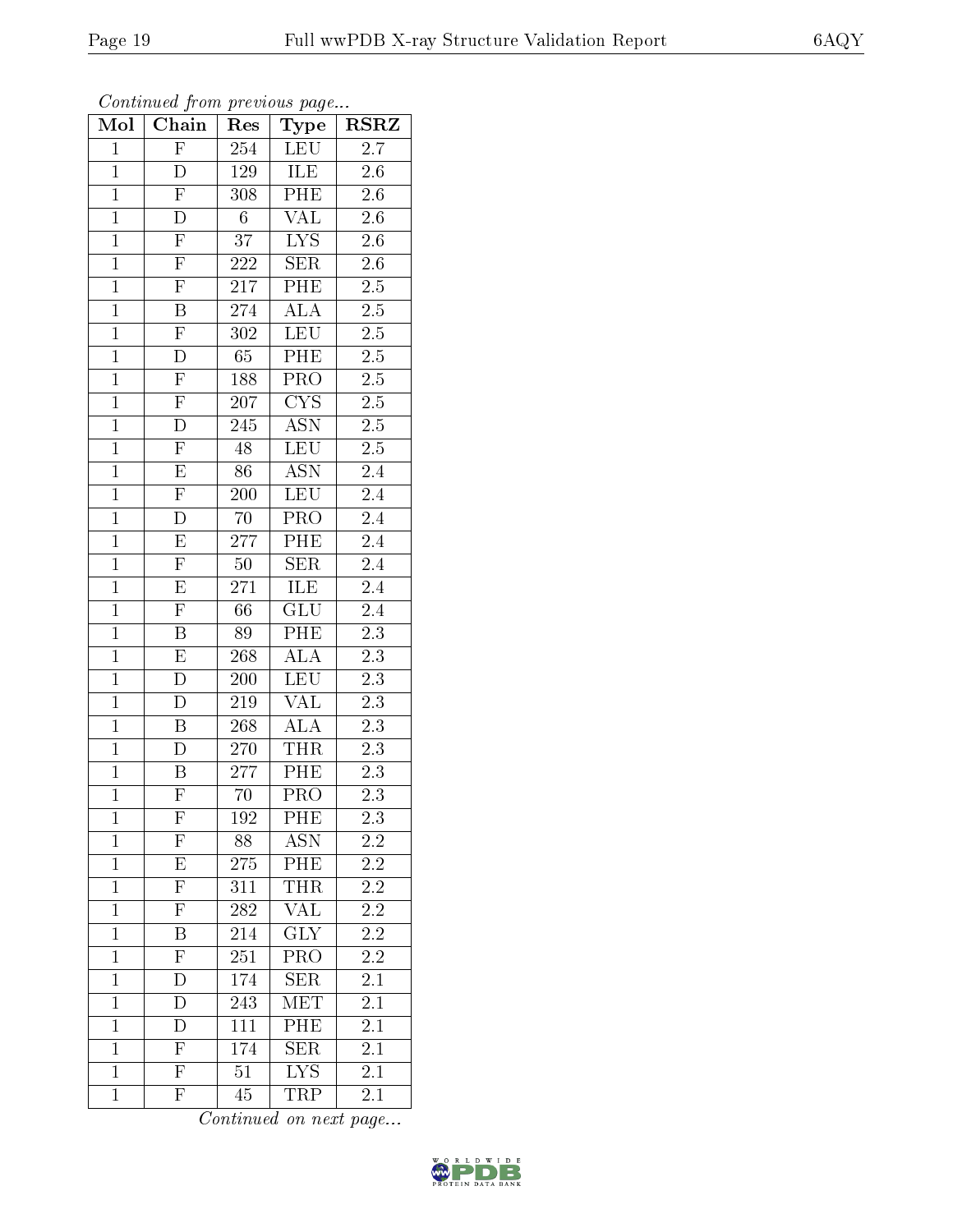*Continued from previous page...*

| Mol | Chain | Res | Type | RSRZ |
|---|---|---|---|---|
| 1 | F | 254 | LEU | 2.7 |
| 1 | D | 129 | ILE | 2.6 |
| 1 | F | 308 | PHE | 2.6 |
| 1 | D | 6 | VAL | 2.6 |
| 1 | F | 37 | LYS | 2.6 |
| 1 | F | 222 | SER | 2.6 |
| 1 | F | 217 | PHE | 2.5 |
| 1 | B | 274 | ALA | 2.5 |
| 1 | F | 302 | LEU | 2.5 |
| 1 | D | 65 | PHE | 2.5 |
| 1 | F | 188 | PRO | 2.5 |
| 1 | F | 207 | CYS | 2.5 |
| 1 | D | 245 | ASN | 2.5 |
| 1 | F | 48 | LEU | 2.5 |
| 1 | E | 86 | ASN | 2.4 |
| 1 | F | 200 | LEU | 2.4 |
| 1 | D | 70 | PRO | 2.4 |
| 1 | E | 277 | PHE | 2.4 |
| 1 | F | 50 | SER | 2.4 |
| 1 | E | 271 | ILE | 2.4 |
| 1 | F | 66 | GLU | 2.4 |
| 1 | B | 89 | PHE | 2.3 |
| 1 | E | 268 | ALA | 2.3 |
| 1 | D | 200 | LEU | 2.3 |
| 1 | D | 219 | VAL | 2.3 |
| 1 | B | 268 | ALA | 2.3 |
| 1 | D | 270 | THR | 2.3 |
| 1 | B | 277 | PHE | 2.3 |
| 1 | F | 70 | PRO | 2.3 |
| 1 | F | 192 | PHE | 2.3 |
| 1 | F | 88 | ASN | 2.2 |
| 1 | E | 275 | PHE | 2.2 |
| 1 | F | 311 | THR | 2.2 |
| 1 | F | 282 | VAL | 2.2 |
| 1 | B | 214 | GLY | 2.2 |
| 1 | F | 251 | PRO | 2.2 |
| 1 | D | 174 | SER | 2.1 |
| 1 | D | 243 | MET | 2.1 |
| 1 | D | 111 | PHE | 2.1 |
| 1 | F | 174 | SER | 2.1 |
| 1 | F | 51 | LYS | 2.1 |
| 1 | F | 45 | TRP | 2.1 |

*Continued on next page...*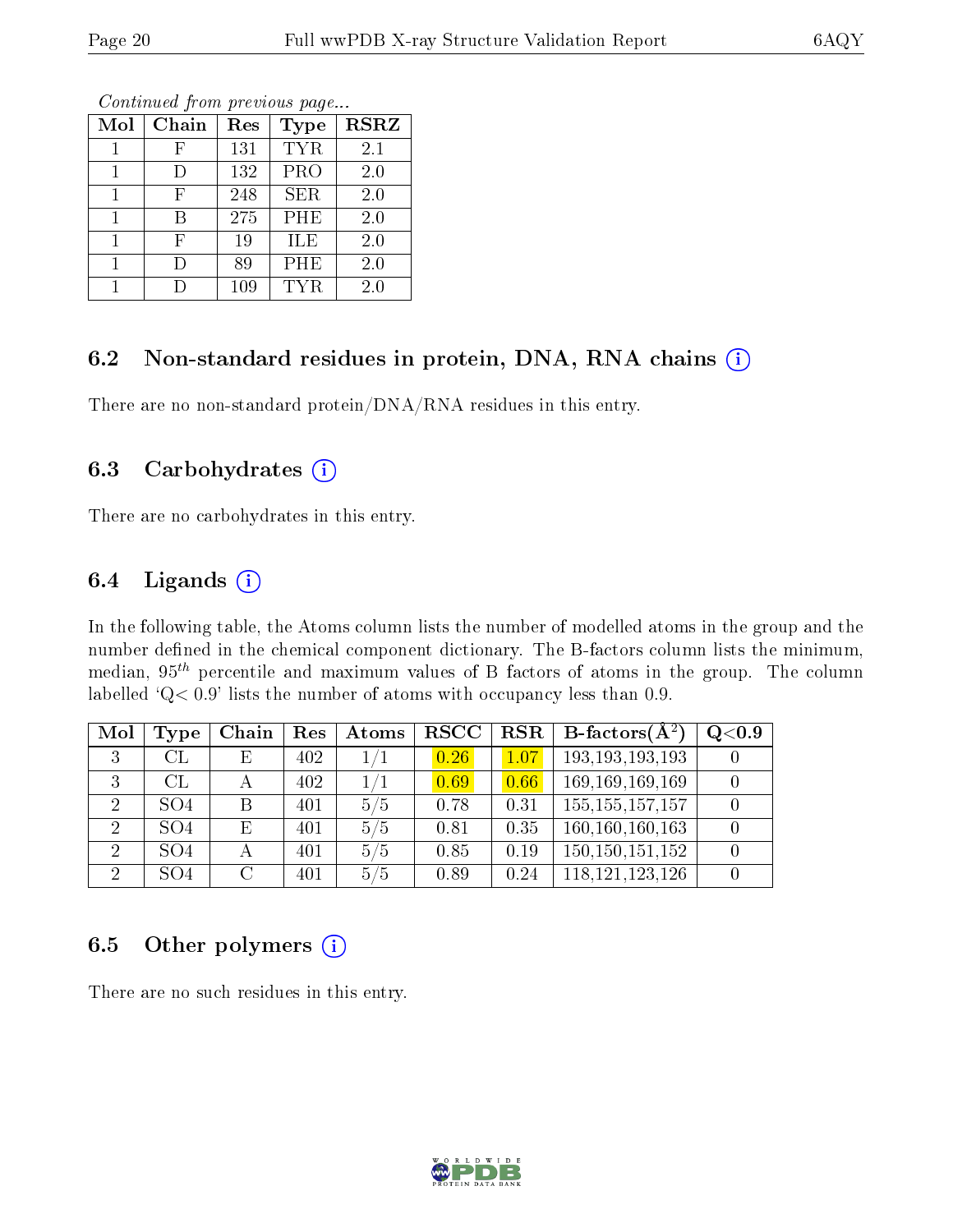*Continued from previous page...*

| Mol | Chain | Res | Type | RSRZ |
|---|---|---|---|---|
| 1 | F | 131 | TYR | 2.1 |
| 1 | D | 132 | PRO | 2.0 |
| 1 | F | 248 | SER | 2.0 |
| 1 | B | 275 | PHE | 2.0 |
| 1 | F | 19 | ILE | 2.0 |
| 1 | D | 89 | PHE | 2.0 |
| 1 | D | 109 | TYR | 2.0 |

## 6.2 Non-standard residues in protein, DNA, RNA chains

There are no non-standard protein/DNA/RNA residues in this entry.

## 6.3 Carbohydrates

There are no carbohydrates in this entry.

## 6.4 Ligands

In the following table, the Atoms column lists the number of modelled atoms in the group and the number defined in the chemical component dictionary. The B-factors column lists the minimum, median, $95^{th}$ percentile and maximum values of B factors of atoms in the group. The column labelled 'Q< 0.9' lists the number of atoms with occupancy less than 0.9.

| Mol | Type | Chain | Res | Atoms | RSCC | RSR | B-factors(Å$^2$) | Q<0.9 |
|---|---|---|---|---|---|---|---|---|
| 3 | CL | E | 402 | 1/1 | 0.26 | 1.07 | 193,193,193,193 | 0 |
| 3 | CL | A | 402 | 1/1 | 0.69 | 0.66 | 169,169,169,169 | 0 |
| 2 | SO4 | B | 401 | 5/5 | 0.78 | 0.31 | 155,155,157,157 | 0 |
| 2 | SO4 | E | 401 | 5/5 | 0.81 | 0.35 | 160,160,160,163 | 0 |
| 2 | SO4 | A | 401 | 5/5 | 0.85 | 0.19 | 150,150,151,152 | 0 |
| 2 | SO4 | C | 401 | 5/5 | 0.89 | 0.24 | 118,121,123,126 | 0 |

## 6.5 Other polymers

There are no such residues in this entry.